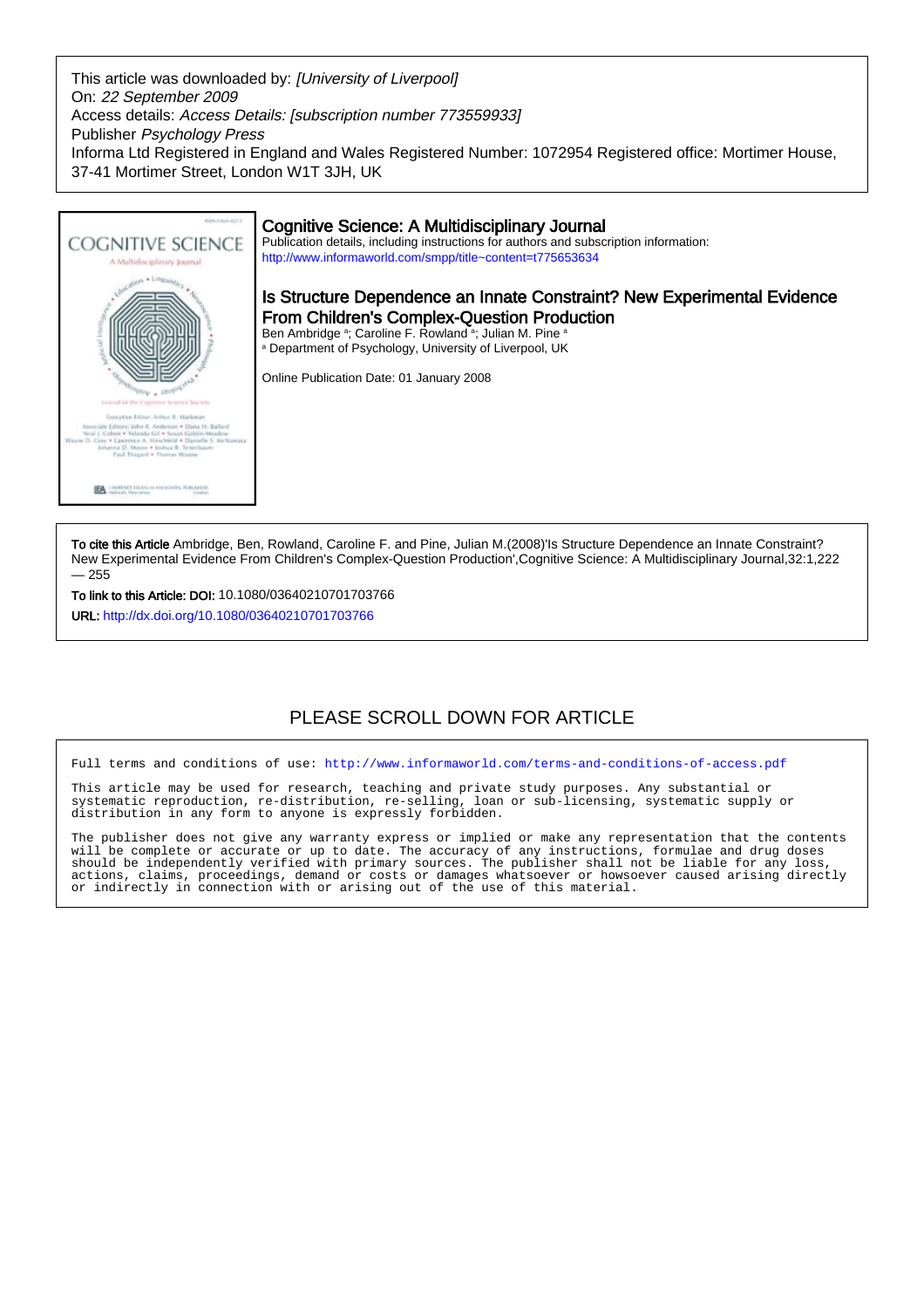This article was downloaded by: *[University of Liverpool]*
On: *22 September 2009*
Access details: *Access Details: [subscription number 773559933]*
Publisher *Psychology Press*
Informa Ltd Registered in England and Wales Registered Number: 1072954 Registered office: Mortimer House, 37-41 Mortimer Street, London W1T 3JH, UK

## Cognitive Science: A Multidisciplinary Journal

Publication details, including instructions for authors and subscription information:
http://www.informaworld.com/smpp/title~content=t775653634

# Is Structure Dependence an Innate Constraint? New Experimental Evidence From Children's Complex-Question Production

Ben Ambridge [a]; Caroline F. Rowland [a]; Julian M. Pine [a]

[a] Department of Psychology, University of Liverpool, UK

Online Publication Date: 01 January 2008

**To cite this Article** Ambridge, Ben, Rowland, Caroline F. and Pine, Julian M.(2008)'Is Structure Dependence an Innate Constraint? New Experimental Evidence From Children's Complex-Question Production',Cognitive Science: A Multidisciplinary Journal,32:1,222 — 255

**To link to this Article: DOI:** 10.1080/03640210701703766

**URL:** http://dx.doi.org/10.1080/03640210701703766

PLEASE SCROLL DOWN FOR ARTICLE

```
Full terms and conditions of use: http://www.informaworld.com/terms-and-conditions-of-access.pdf

This article may be used for research, teaching and private study purposes. Any substantial or
systematic reproduction, re-distribution, re-selling, loan or sub-licensing, systematic supply or
distribution in any form to anyone is expressly forbidden.

The publisher does not give any warranty express or implied or make any representation that the contents
will be complete or accurate or up to date. The accuracy of any instructions, formulae and drug doses
should be independently verified with primary sources. The publisher shall not be liable for any loss,
actions, claims, proceedings, demand or costs or damages whatsoever or howsoever caused arising directly
or indirectly in connection with or arising out of the use of this material.
```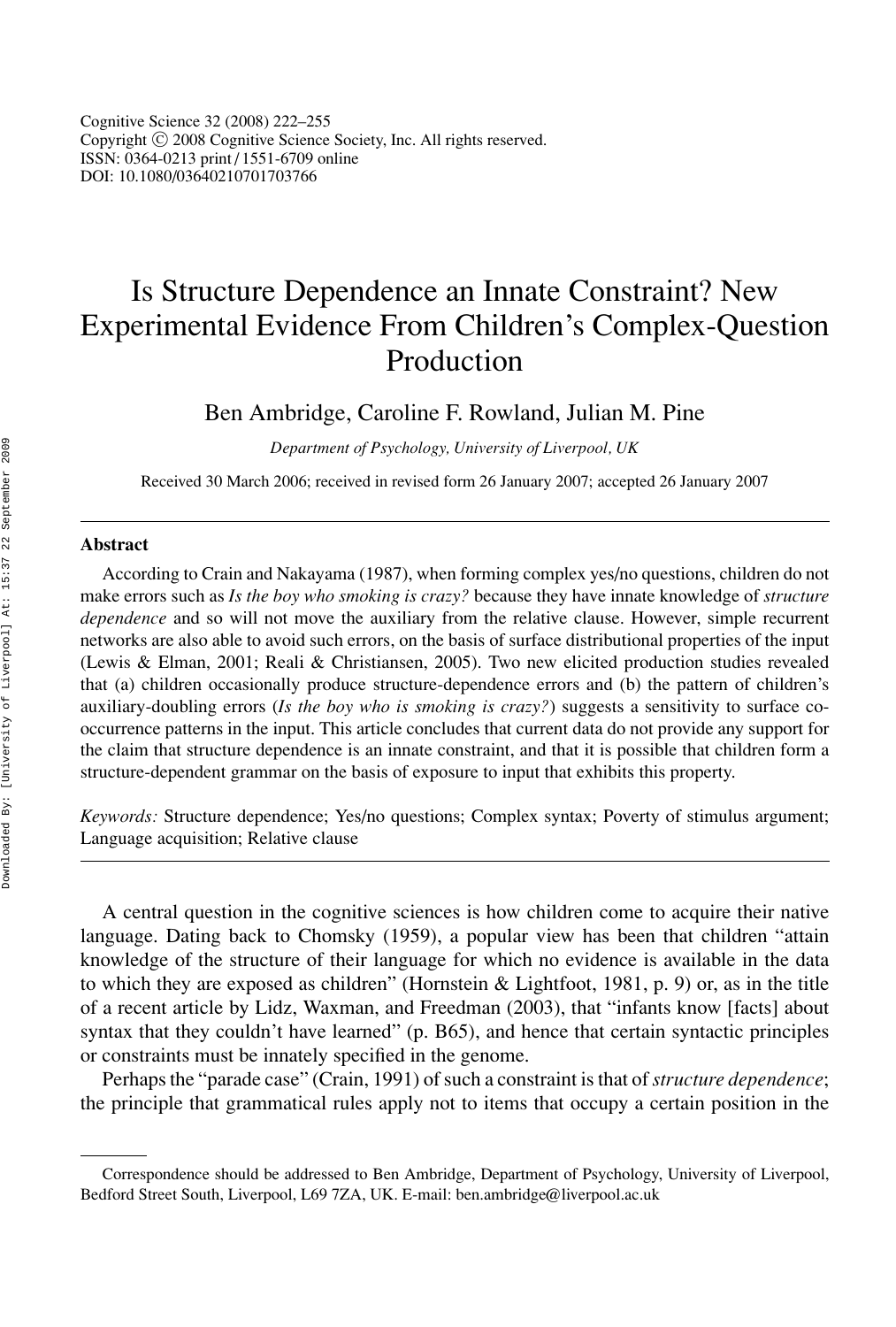# Is Structure Dependence an Innate Constraint? New Experimental Evidence From Children's Complex-Question Production

Ben Ambridge, Caroline F. Rowland, Julian M. Pine

*Department of Psychology, University of Liverpool, UK*

Received 30 March 2006; received in revised form 26 January 2007; accepted 26 January 2007

---

## Abstract

According to Crain and Nakayama (1987), when forming complex yes/no questions, children do not make errors such as *Is the boy who smoking is crazy?* because they have innate knowledge of *structure dependence* and so will not move the auxiliary from the relative clause. However, simple recurrent networks are also able to avoid such errors, on the basis of surface distributional properties of the input (Lewis & Elman, 2001; Reali & Christiansen, 2005). Two new elicited production studies revealed that (a) children occasionally produce structure-dependence errors and (b) the pattern of children's auxiliary-doubling errors (*Is the boy who is smoking is crazy?*) suggests a sensitivity to surface co-occurrence patterns in the input. This article concludes that current data do not provide any support for the claim that structure dependence is an innate constraint, and that it is possible that children form a structure-dependent grammar on the basis of exposure to input that exhibits this property.

*Keywords:* Structure dependence; Yes/no questions; Complex syntax; Poverty of stimulus argument; Language acquisition; Relative clause

---

A central question in the cognitive sciences is how children come to acquire their native language. Dating back to Chomsky (1959), a popular view has been that children "attain knowledge of the structure of their language for which no evidence is available in the data to which they are exposed as children" (Hornstein & Lightfoot, 1981, p. 9) or, as in the title of a recent article by Lidz, Waxman, and Freedman (2003), that "infants know [facts] about syntax that they couldn't have learned" (p. B65), and hence that certain syntactic principles or constraints must be innately specified in the genome.

Perhaps the "parade case" (Crain, 1991) of such a constraint is that of *structure dependence*; the principle that grammatical rules apply not to items that occupy a certain position in the

---

Correspondence should be addressed to Ben Ambridge, Department of Psychology, University of Liverpool, Bedford Street South, Liverpool, L69 7ZA, UK. E-mail: ben.ambridge@liverpool.ac.uk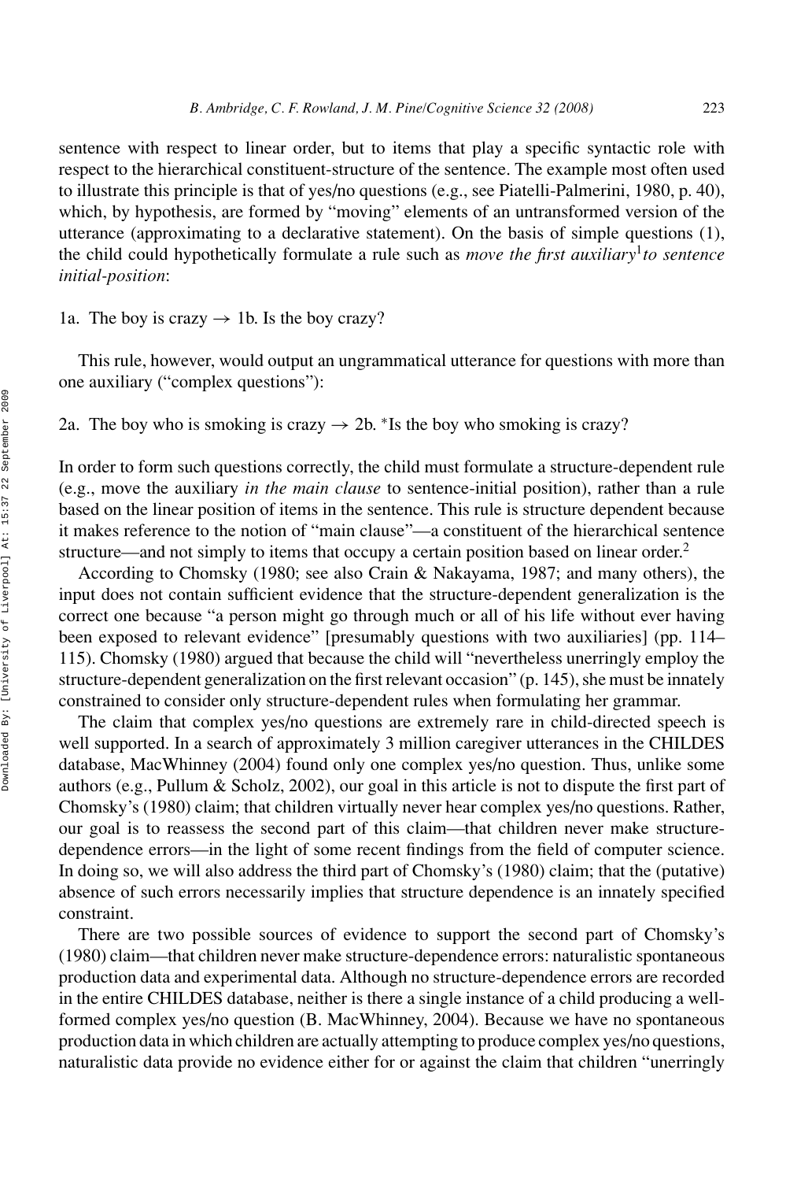sentence with respect to linear order, but to items that play a specific syntactic role with respect to the hierarchical constituent-structure of the sentence. The example most often used to illustrate this principle is that of yes/no questions (e.g., see Piatelli-Palmerini, 1980, p. 40), which, by hypothesis, are formed by "moving" elements of an untransformed version of the utterance (approximating to a declarative statement). On the basis of simple questions (1), the child could hypothetically formulate a rule such as *move the first auxiliary*[1] *to sentence initial-position*:

1a. The boy is crazy → 1b. Is the boy crazy?

This rule, however, would output an ungrammatical utterance for questions with more than one auxiliary ("complex questions"):

2a. The boy who is smoking is crazy → 2b. *Is the boy who smoking is crazy?

In order to form such questions correctly, the child must formulate a structure-dependent rule (e.g., move the auxiliary *in the main clause* to sentence-initial position), rather than a rule based on the linear position of items in the sentence. This rule is structure dependent because it makes reference to the notion of "main clause"—a constituent of the hierarchical sentence structure—and not simply to items that occupy a certain position based on linear order.[2]

According to Chomsky (1980; see also Crain & Nakayama, 1987; and many others), the input does not contain sufficient evidence that the structure-dependent generalization is the correct one because "a person might go through much or all of his life without ever having been exposed to relevant evidence" [presumably questions with two auxiliaries] (pp. 114–115). Chomsky (1980) argued that because the child will "nevertheless unerringly employ the structure-dependent generalization on the first relevant occasion" (p. 145), she must be innately constrained to consider only structure-dependent rules when formulating her grammar.

The claim that complex yes/no questions are extremely rare in child-directed speech is well supported. In a search of approximately 3 million caregiver utterances in the CHILDES database, MacWhinney (2004) found only one complex yes/no question. Thus, unlike some authors (e.g., Pullum & Scholz, 2002), our goal in this article is not to dispute the first part of Chomsky's (1980) claim; that children virtually never hear complex yes/no questions. Rather, our goal is to reassess the second part of this claim—that children never make structure-dependence errors—in the light of some recent findings from the field of computer science. In doing so, we will also address the third part of Chomsky's (1980) claim; that the (putative) absence of such errors necessarily implies that structure dependence is an innately specified constraint.

There are two possible sources of evidence to support the second part of Chomsky's (1980) claim—that children never make structure-dependence errors: naturalistic spontaneous production data and experimental data. Although no structure-dependence errors are recorded in the entire CHILDES database, neither is there a single instance of a child producing a well-formed complex yes/no question (B. MacWhinney, 2004). Because we have no spontaneous production data in which children are actually attempting to produce complex yes/no questions, naturalistic data provide no evidence either for or against the claim that children "unerringly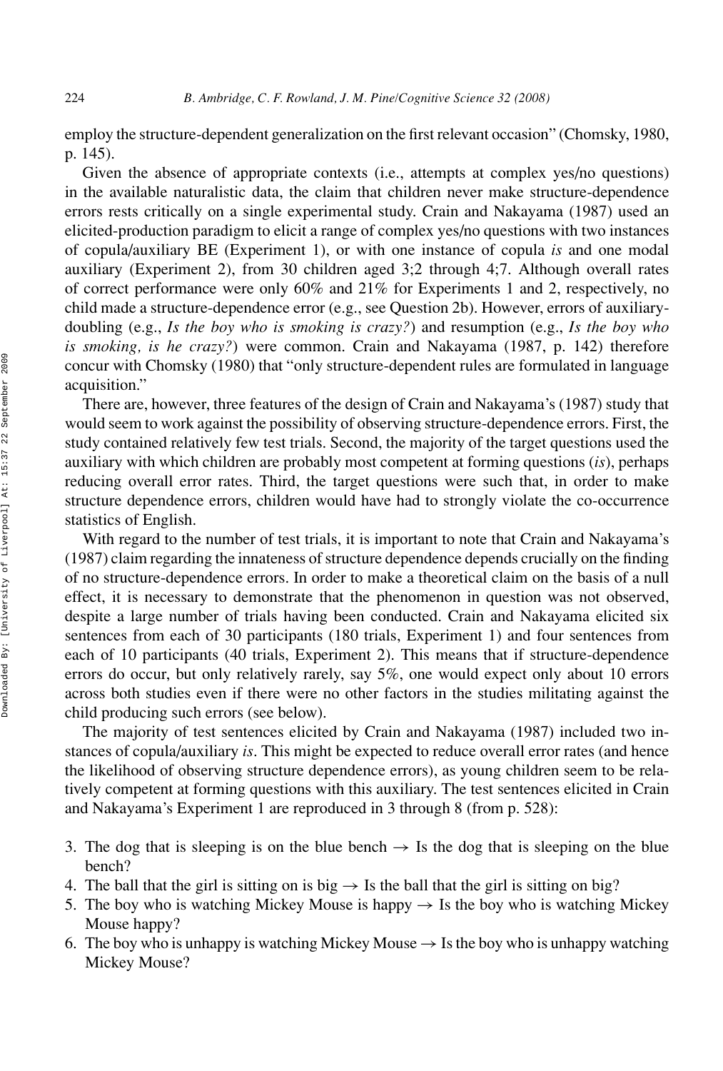employ the structure-dependent generalization on the first relevant occasion" (Chomsky, 1980, p. 145).

Given the absence of appropriate contexts (i.e., attempts at complex yes/no questions) in the available naturalistic data, the claim that children never make structure-dependence errors rests critically on a single experimental study. Crain and Nakayama (1987) used an elicited-production paradigm to elicit a range of complex yes/no questions with two instances of copula/auxiliary BE (Experiment 1), or with one instance of copula *is* and one modal auxiliary (Experiment 2), from 30 children aged 3;2 through 4;7. Although overall rates of correct performance were only 60% and 21% for Experiments 1 and 2, respectively, no child made a structure-dependence error (e.g., see Question 2b). However, errors of auxiliary-doubling (e.g., *Is the boy who is smoking is crazy?*) and resumption (e.g., *Is the boy who is smoking, is he crazy?*) were common. Crain and Nakayama (1987, p. 142) therefore concur with Chomsky (1980) that "only structure-dependent rules are formulated in language acquisition."

There are, however, three features of the design of Crain and Nakayama's (1987) study that would seem to work against the possibility of observing structure-dependence errors. First, the study contained relatively few test trials. Second, the majority of the target questions used the auxiliary with which children are probably most competent at forming questions (*is*), perhaps reducing overall error rates. Third, the target questions were such that, in order to make structure dependence errors, children would have had to strongly violate the co-occurrence statistics of English.

With regard to the number of test trials, it is important to note that Crain and Nakayama's (1987) claim regarding the innateness of structure dependence depends crucially on the finding of no structure-dependence errors. In order to make a theoretical claim on the basis of a null effect, it is necessary to demonstrate that the phenomenon in question was not observed, despite a large number of trials having been conducted. Crain and Nakayama elicited six sentences from each of 30 participants (180 trials, Experiment 1) and four sentences from each of 10 participants (40 trials, Experiment 2). This means that if structure-dependence errors do occur, but only relatively rarely, say 5%, one would expect only about 10 errors across both studies even if there were no other factors in the studies militating against the child producing such errors (see below).

The majority of test sentences elicited by Crain and Nakayama (1987) included two instances of copula/auxiliary *is*. This might be expected to reduce overall error rates (and hence the likelihood of observing structure dependence errors), as young children seem to be relatively competent at forming questions with this auxiliary. The test sentences elicited in Crain and Nakayama's Experiment 1 are reproduced in 3 through 8 (from p. 528):

3. The dog that is sleeping is on the blue bench → Is the dog that is sleeping on the blue bench?
4. The ball that the girl is sitting on is big → Is the ball that the girl is sitting on big?
5. The boy who is watching Mickey Mouse is happy → Is the boy who is watching Mickey Mouse happy?
6. The boy who is unhappy is watching Mickey Mouse → Is the boy who is unhappy watching Mickey Mouse?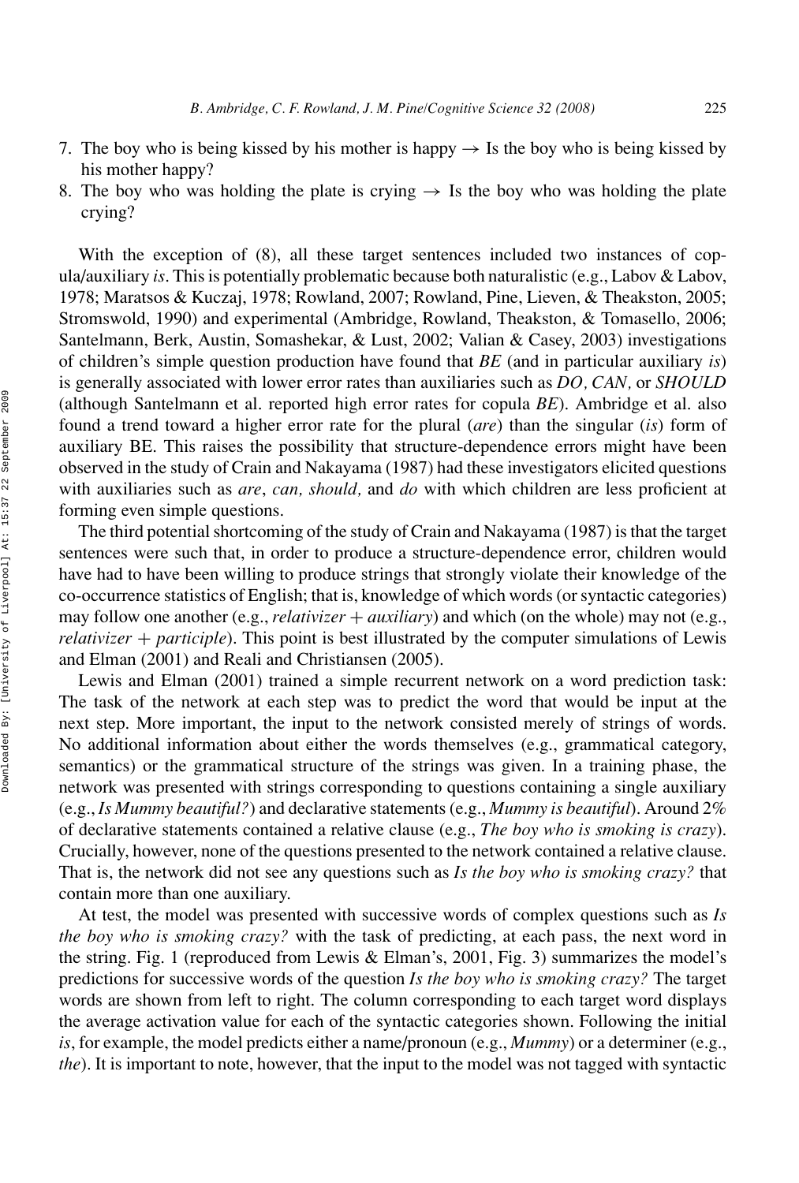7. The boy who is being kissed by his mother is happy → Is the boy who is being kissed by his mother happy?
8. The boy who was holding the plate is crying → Is the boy who was holding the plate crying?

With the exception of (8), all these target sentences included two instances of copula/auxiliary *is*. This is potentially problematic because both naturalistic (e.g., Labov & Labov, 1978; Maratsos & Kuczaj, 1978; Rowland, 2007; Rowland, Pine, Lieven, & Theakston, 2005; Stromswold, 1990) and experimental (Ambridge, Rowland, Theakston, & Tomasello, 2006; Santelmann, Berk, Austin, Somashekar, & Lust, 2002; Valian & Casey, 2003) investigations of children's simple question production have found that *BE* (and in particular auxiliary *is*) is generally associated with lower error rates than auxiliaries such as *DO, CAN,* or *SHOULD* (although Santelmann et al. reported high error rates for copula *BE*). Ambridge et al. also found a trend toward a higher error rate for the plural (*are*) than the singular (*is*) form of auxiliary BE. This raises the possibility that structure-dependence errors might have been observed in the study of Crain and Nakayama (1987) had these investigators elicited questions with auxiliaries such as *are*, *can, should,* and *do* with which children are less proficient at forming even simple questions.

The third potential shortcoming of the study of Crain and Nakayama (1987) is that the target sentences were such that, in order to produce a structure-dependence error, children would have had to have been willing to produce strings that strongly violate their knowledge of the co-occurrence statistics of English; that is, knowledge of which words (or syntactic categories) may follow one another (e.g., *relativizer + auxiliary*) and which (on the whole) may not (e.g., *relativizer + participle*). This point is best illustrated by the computer simulations of Lewis and Elman (2001) and Reali and Christiansen (2005).

Lewis and Elman (2001) trained a simple recurrent network on a word prediction task: The task of the network at each step was to predict the word that would be input at the next step. More important, the input to the network consisted merely of strings of words. No additional information about either the words themselves (e.g., grammatical category, semantics) or the grammatical structure of the strings was given. In a training phase, the network was presented with strings corresponding to questions containing a single auxiliary (e.g., *Is Mummy beautiful?*) and declarative statements (e.g., *Mummy is beautiful*). Around 2% of declarative statements contained a relative clause (e.g., *The boy who is smoking is crazy*). Crucially, however, none of the questions presented to the network contained a relative clause. That is, the network did not see any questions such as *Is the boy who is smoking crazy?* that contain more than one auxiliary.

At test, the model was presented with successive words of complex questions such as *Is the boy who is smoking crazy?* with the task of predicting, at each pass, the next word in the string. Fig. 1 (reproduced from Lewis & Elman's, 2001, Fig. 3) summarizes the model's predictions for successive words of the question *Is the boy who is smoking crazy?* The target words are shown from left to right. The column corresponding to each target word displays the average activation value for each of the syntactic categories shown. Following the initial *is*, for example, the model predicts either a name/pronoun (e.g., *Mummy*) or a determiner (e.g., *the*). It is important to note, however, that the input to the model was not tagged with syntactic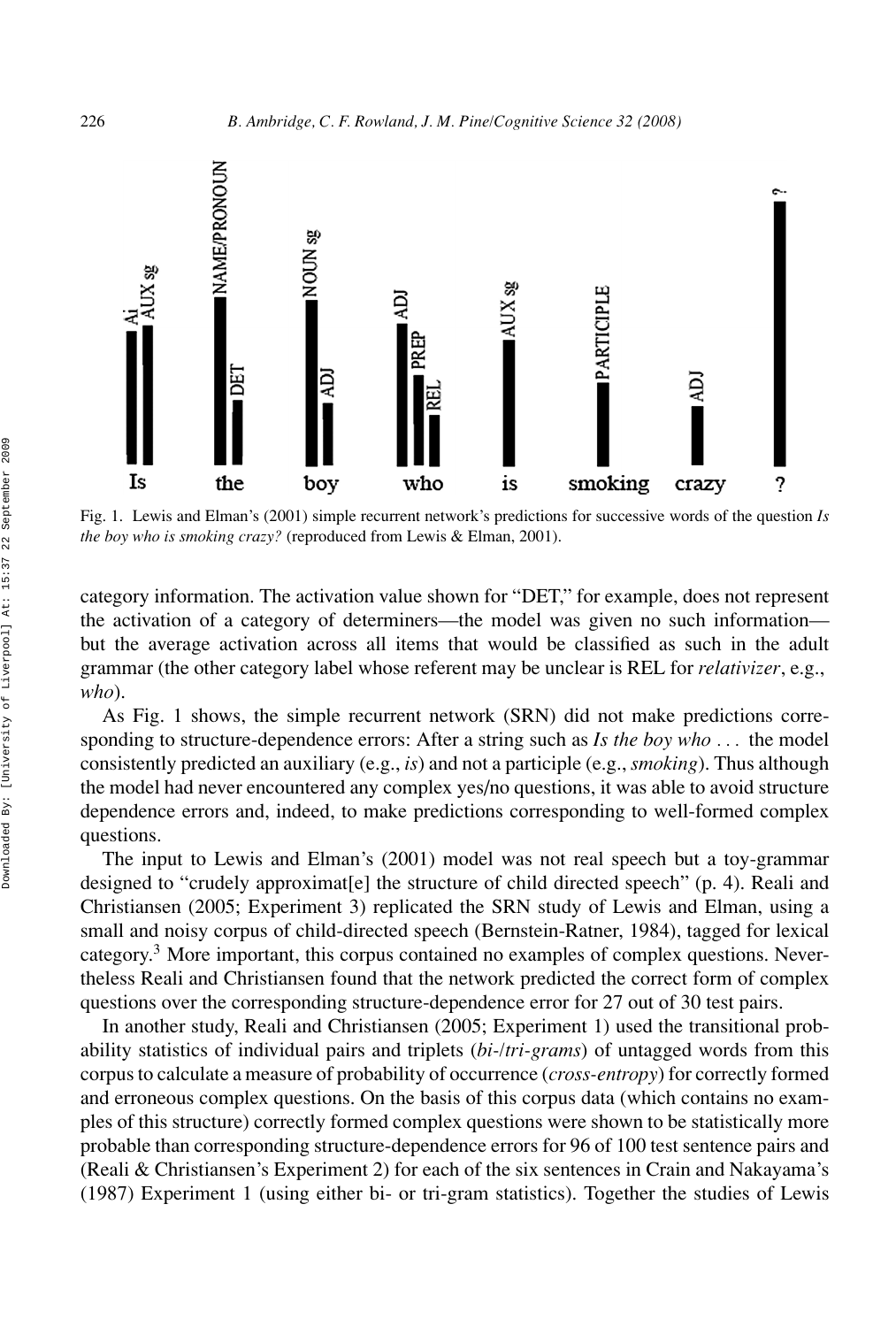Fig. 1. Lewis and Elman's (2001) simple recurrent network's predictions for successive words of the question *Is the boy who is smoking crazy?* (reproduced from Lewis & Elman, 2001).

category information. The activation value shown for "DET," for example, does not represent the activation of a category of determiners—the model was given no such information—but the average activation across all items that would be classified as such in the adult grammar (the other category label whose referent may be unclear is REL for *relativizer*, e.g., *who*).

As Fig. 1 shows, the simple recurrent network (SRN) did not make predictions corresponding to structure-dependence errors: After a string such as *Is the boy who ...* the model consistently predicted an auxiliary (e.g., *is*) and not a participle (e.g., *smoking*). Thus although the model had never encountered any complex yes/no questions, it was able to avoid structure dependence errors and, indeed, to make predictions corresponding to well-formed complex questions.

The input to Lewis and Elman's (2001) model was not real speech but a toy-grammar designed to "crudely approximat[e] the structure of child directed speech" (p. 4). Reali and Christiansen (2005; Experiment 3) replicated the SRN study of Lewis and Elman, using a small and noisy corpus of child-directed speech (Bernstein-Ratner, 1984), tagged for lexical category.[3] More important, this corpus contained no examples of complex questions. Nevertheless Reali and Christiansen found that the network predicted the correct form of complex questions over the corresponding structure-dependence error for 27 out of 30 test pairs.

In another study, Reali and Christiansen (2005; Experiment 1) used the transitional probability statistics of individual pairs and triplets (*bi-/tri-grams*) of untagged words from this corpus to calculate a measure of probability of occurrence (*cross-entropy*) for correctly formed and erroneous complex questions. On the basis of this corpus data (which contains no examples of this structure) correctly formed complex questions were shown to be statistically more probable than corresponding structure-dependence errors for 96 of 100 test sentence pairs and (Reali & Christiansen's Experiment 2) for each of the six sentences in Crain and Nakayama's (1987) Experiment 1 (using either bi- or tri-gram statistics). Together the studies of Lewis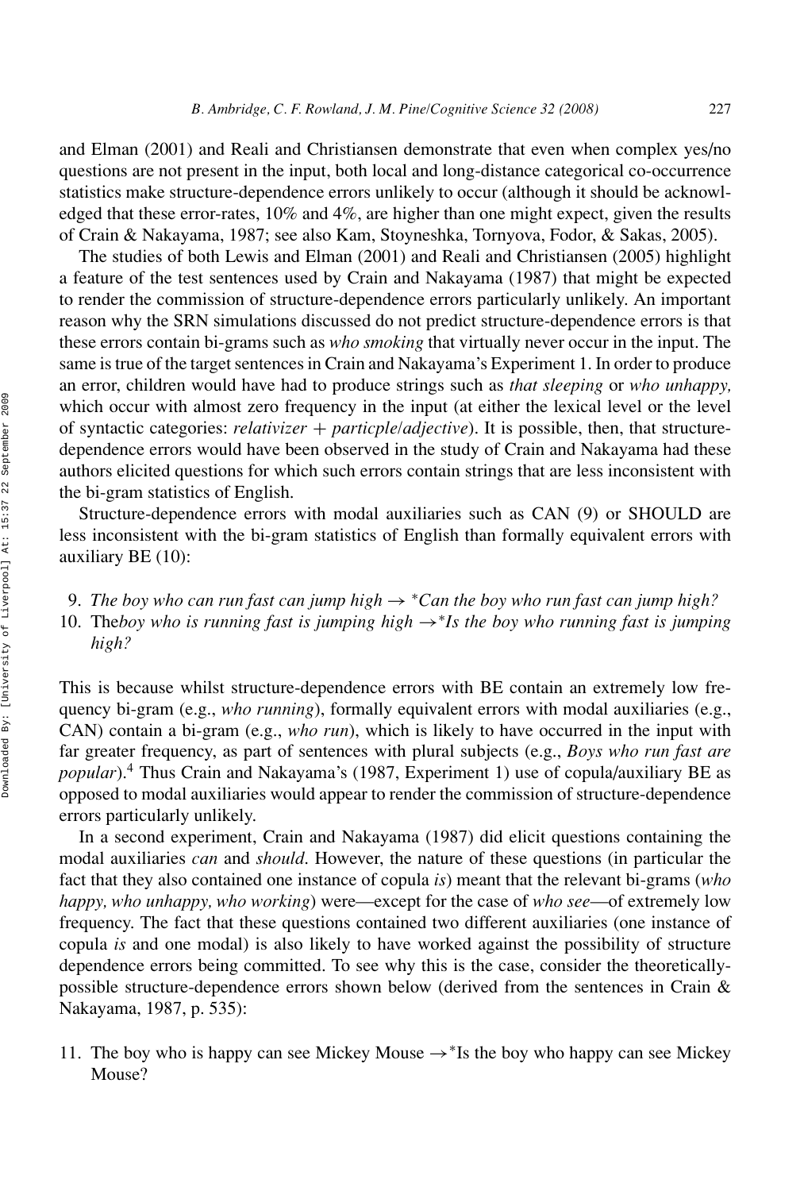and Elman (2001) and Reali and Christiansen demonstrate that even when complex yes/no questions are not present in the input, both local and long-distance categorical co-occurrence statistics make structure-dependence errors unlikely to occur (although it should be acknowledged that these error-rates, 10% and 4%, are higher than one might expect, given the results of Crain & Nakayama, 1987; see also Kam, Stoyneshka, Tornyova, Fodor, & Sakas, 2005).

The studies of both Lewis and Elman (2001) and Reali and Christiansen (2005) highlight a feature of the test sentences used by Crain and Nakayama (1987) that might be expected to render the commission of structure-dependence errors particularly unlikely. An important reason why the SRN simulations discussed do not predict structure-dependence errors is that these errors contain bi-grams such as *who smoking* that virtually never occur in the input. The same is true of the target sentences in Crain and Nakayama's Experiment 1. In order to produce an error, children would have had to produce strings such as *that sleeping* or *who unhappy,* which occur with almost zero frequency in the input (at either the lexical level or the level of syntactic categories: *relativizer + particple/adjective*). It is possible, then, that structure-dependence errors would have been observed in the study of Crain and Nakayama had these authors elicited questions for which such errors contain strings that are less inconsistent with the bi-gram statistics of English.

Structure-dependence errors with modal auxiliaries such as CAN (9) or SHOULD are less inconsistent with the bi-gram statistics of English than formally equivalent errors with auxiliary BE (10):

9. *The boy who can run fast can jump high → \*Can the boy who run fast can jump high?*
10. The*boy who is running fast is jumping high →\*Is the boy who running fast is jumping high?*

This is because whilst structure-dependence errors with BE contain an extremely low frequency bi-gram (e.g., *who running*), formally equivalent errors with modal auxiliaries (e.g., CAN) contain a bi-gram (e.g., *who run*), which is likely to have occurred in the input with far greater frequency, as part of sentences with plural subjects (e.g., *Boys who run fast are popular*).[4] Thus Crain and Nakayama's (1987, Experiment 1) use of copula/auxiliary BE as opposed to modal auxiliaries would appear to render the commission of structure-dependence errors particularly unlikely.

In a second experiment, Crain and Nakayama (1987) did elicit questions containing the modal auxiliaries *can* and *should*. However, the nature of these questions (in particular the fact that they also contained one instance of copula *is*) meant that the relevant bi-grams (*who happy, who unhappy, who working*) were—except for the case of *who see*—of extremely low frequency. The fact that these questions contained two different auxiliaries (one instance of copula *is* and one modal) is also likely to have worked against the possibility of structure dependence errors being committed. To see why this is the case, consider the theoretically-possible structure-dependence errors shown below (derived from the sentences in Crain & Nakayama, 1987, p. 535):

11. The boy who is happy can see Mickey Mouse →\*Is the boy who happy can see Mickey Mouse?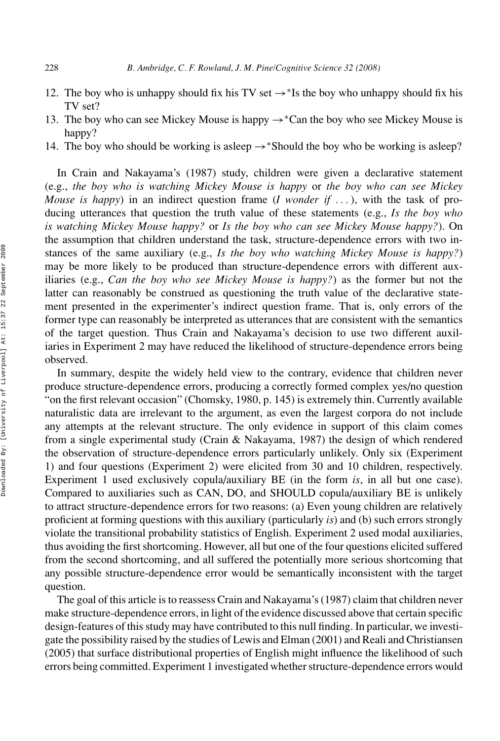12. The boy who is unhappy should fix his TV set →*Is the boy who unhappy should fix his TV set?
13. The boy who can see Mickey Mouse is happy →*Can the boy who see Mickey Mouse is happy?
14. The boy who should be working is asleep →*Should the boy who be working is asleep?

In Crain and Nakayama's (1987) study, children were given a declarative statement (e.g., *the boy who is watching Mickey Mouse is happy* or *the boy who can see Mickey Mouse is happy*) in an indirect question frame (*I wonder if ...*), with the task of producing utterances that question the truth value of these statements (e.g., *Is the boy who is watching Mickey Mouse happy?* or *Is the boy who can see Mickey Mouse happy?*). On the assumption that children understand the task, structure-dependence errors with two instances of the same auxiliary (e.g., *Is the boy who watching Mickey Mouse is happy?*) may be more likely to be produced than structure-dependence errors with different auxiliaries (e.g., *Can the boy who see Mickey Mouse is happy?*) as the former but not the latter can reasonably be construed as questioning the truth value of the declarative statement presented in the experimenter's indirect question frame. That is, only errors of the former type can reasonably be interpreted as utterances that are consistent with the semantics of the target question. Thus Crain and Nakayama's decision to use two different auxiliaries in Experiment 2 may have reduced the likelihood of structure-dependence errors being observed.

In summary, despite the widely held view to the contrary, evidence that children never produce structure-dependence errors, producing a correctly formed complex yes/no question "on the first relevant occasion" (Chomsky, 1980, p. 145) is extremely thin. Currently available naturalistic data are irrelevant to the argument, as even the largest corpora do not include any attempts at the relevant structure. The only evidence in support of this claim comes from a single experimental study (Crain & Nakayama, 1987) the design of which rendered the observation of structure-dependence errors particularly unlikely. Only six (Experiment 1) and four questions (Experiment 2) were elicited from 30 and 10 children, respectively. Experiment 1 used exclusively copula/auxiliary BE (in the form *is*, in all but one case). Compared to auxiliaries such as CAN, DO, and SHOULD copula/auxiliary BE is unlikely to attract structure-dependence errors for two reasons: (a) Even young children are relatively proficient at forming questions with this auxiliary (particularly *is*) and (b) such errors strongly violate the transitional probability statistics of English. Experiment 2 used modal auxiliaries, thus avoiding the first shortcoming. However, all but one of the four questions elicited suffered from the second shortcoming, and all suffered the potentially more serious shortcoming that any possible structure-dependence error would be semantically inconsistent with the target question.

The goal of this article is to reassess Crain and Nakayama's (1987) claim that children never make structure-dependence errors, in light of the evidence discussed above that certain specific design-features of this study may have contributed to this null finding. In particular, we investigate the possibility raised by the studies of Lewis and Elman (2001) and Reali and Christiansen (2005) that surface distributional properties of English might influence the likelihood of such errors being committed. Experiment 1 investigated whether structure-dependence errors would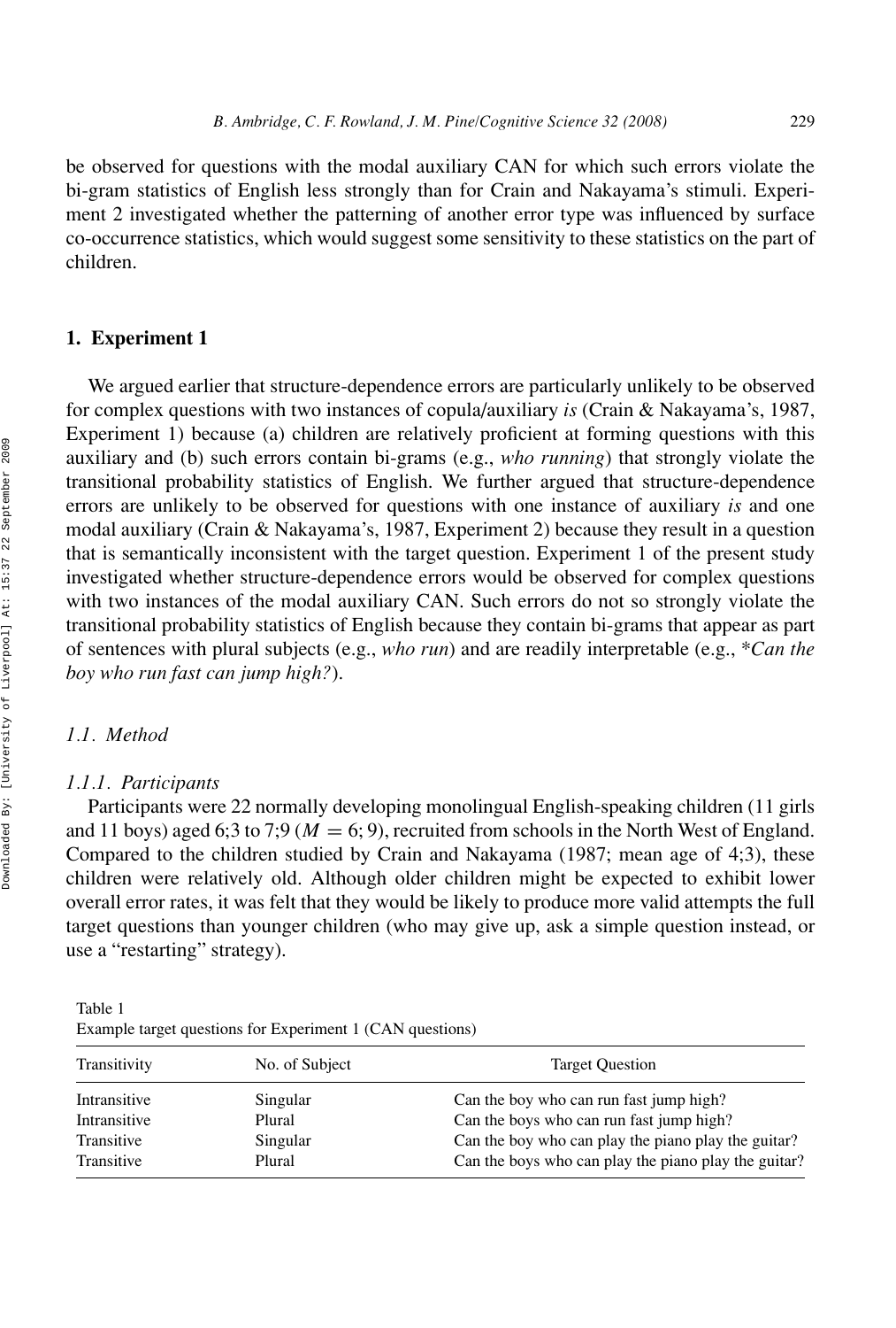be observed for questions with the modal auxiliary CAN for which such errors violate the bi-gram statistics of English less strongly than for Crain and Nakayama's stimuli. Experiment 2 investigated whether the patterning of another error type was influenced by surface co-occurrence statistics, which would suggest some sensitivity to these statistics on the part of children.

## 1. Experiment 1

We argued earlier that structure-dependence errors are particularly unlikely to be observed for complex questions with two instances of copula/auxiliary *is* (Crain & Nakayama's, 1987, Experiment 1) because (a) children are relatively proficient at forming questions with this auxiliary and (b) such errors contain bi-grams (e.g., *who running*) that strongly violate the transitional probability statistics of English. We further argued that structure-dependence errors are unlikely to be observed for questions with one instance of auxiliary *is* and one modal auxiliary (Crain & Nakayama's, 1987, Experiment 2) because they result in a question that is semantically inconsistent with the target question. Experiment 1 of the present study investigated whether structure-dependence errors would be observed for complex questions with two instances of the modal auxiliary CAN. Such errors do not so strongly violate the transitional probability statistics of English because they contain bi-grams that appear as part of sentences with plural subjects (e.g., *who run*) and are readily interpretable (e.g., \**Can the boy who run fast can jump high?*).

### 1.1. Method

#### 1.1.1. Participants

Participants were 22 normally developing monolingual English-speaking children (11 girls and 11 boys) aged 6;3 to 7;9 ($M = 6;9$), recruited from schools in the North West of England. Compared to the children studied by Crain and Nakayama (1987; mean age of 4;3), these children were relatively old. Although older children might be expected to exhibit lower overall error rates, it was felt that they would be likely to produce more valid attempts the full target questions than younger children (who may give up, ask a simple question instead, or use a "restarting" strategy).

Table 1
Example target questions for Experiment 1 (CAN questions)

| Transitivity | No. of Subject | Target Question |
|---|---|---|
| Intransitive | Singular | Can the boy who can run fast jump high? |
| Intransitive | Plural | Can the boys who can run fast jump high? |
| Transitive | Singular | Can the boy who can play the piano play the guitar? |
| Transitive | Plural | Can the boys who can play the piano play the guitar? |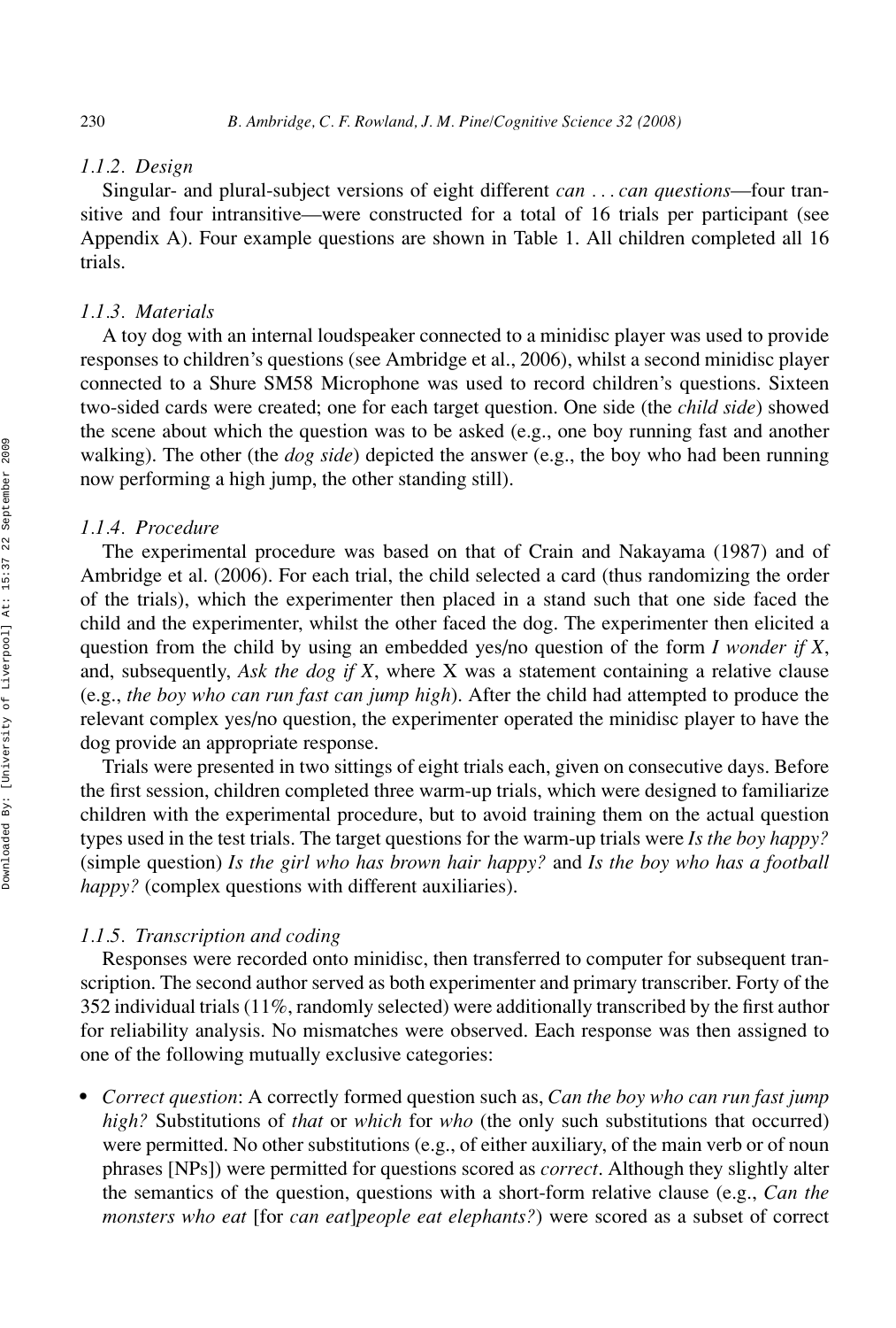#### 1.1.2. Design

Singular- and plural-subject versions of eight different *can ... can questions*—four transitive and four intransitive—were constructed for a total of 16 trials per participant (see Appendix A). Four example questions are shown in Table 1. All children completed all 16 trials.

#### 1.1.3. Materials

A toy dog with an internal loudspeaker connected to a minidisc player was used to provide responses to children's questions (see Ambridge et al., 2006), whilst a second minidisc player connected to a Shure SM58 Microphone was used to record children's questions. Sixteen two-sided cards were created; one for each target question. One side (the *child side*) showed the scene about which the question was to be asked (e.g., one boy running fast and another walking). The other (the *dog side*) depicted the answer (e.g., the boy who had been running now performing a high jump, the other standing still).

#### 1.1.4. Procedure

The experimental procedure was based on that of Crain and Nakayama (1987) and of Ambridge et al. (2006). For each trial, the child selected a card (thus randomizing the order of the trials), which the experimenter then placed in a stand such that one side faced the child and the experimenter, whilst the other faced the dog. The experimenter then elicited a question from the child by using an embedded yes/no question of the form *I wonder if X*, and, subsequently, *Ask the dog if X*, where X was a statement containing a relative clause (e.g., *the boy who can run fast can jump high*). After the child had attempted to produce the relevant complex yes/no question, the experimenter operated the minidisc player to have the dog provide an appropriate response.

Trials were presented in two sittings of eight trials each, given on consecutive days. Before the first session, children completed three warm-up trials, which were designed to familiarize children with the experimental procedure, but to avoid training them on the actual question types used in the test trials. The target questions for the warm-up trials were *Is the boy happy?* (simple question) *Is the girl who has brown hair happy?* and *Is the boy who has a football happy?* (complex questions with different auxiliaries).

#### 1.1.5. Transcription and coding

Responses were recorded onto minidisc, then transferred to computer for subsequent transcription. The second author served as both experimenter and primary transcriber. Forty of the 352 individual trials (11%, randomly selected) were additionally transcribed by the first author for reliability analysis. No mismatches were observed. Each response was then assigned to one of the following mutually exclusive categories:

- *Correct question*: A correctly formed question such as, *Can the boy who can run fast jump high?* Substitutions of *that* or *which* for *who* (the only such substitutions that occurred) were permitted. No other substitutions (e.g., of either auxiliary, of the main verb or of noun phrases [NPs]) were permitted for questions scored as *correct*. Although they slightly alter the semantics of the question, questions with a short-form relative clause (e.g., *Can the monsters who eat* [for *can eat*]*people eat elephants?*) were scored as a subset of correct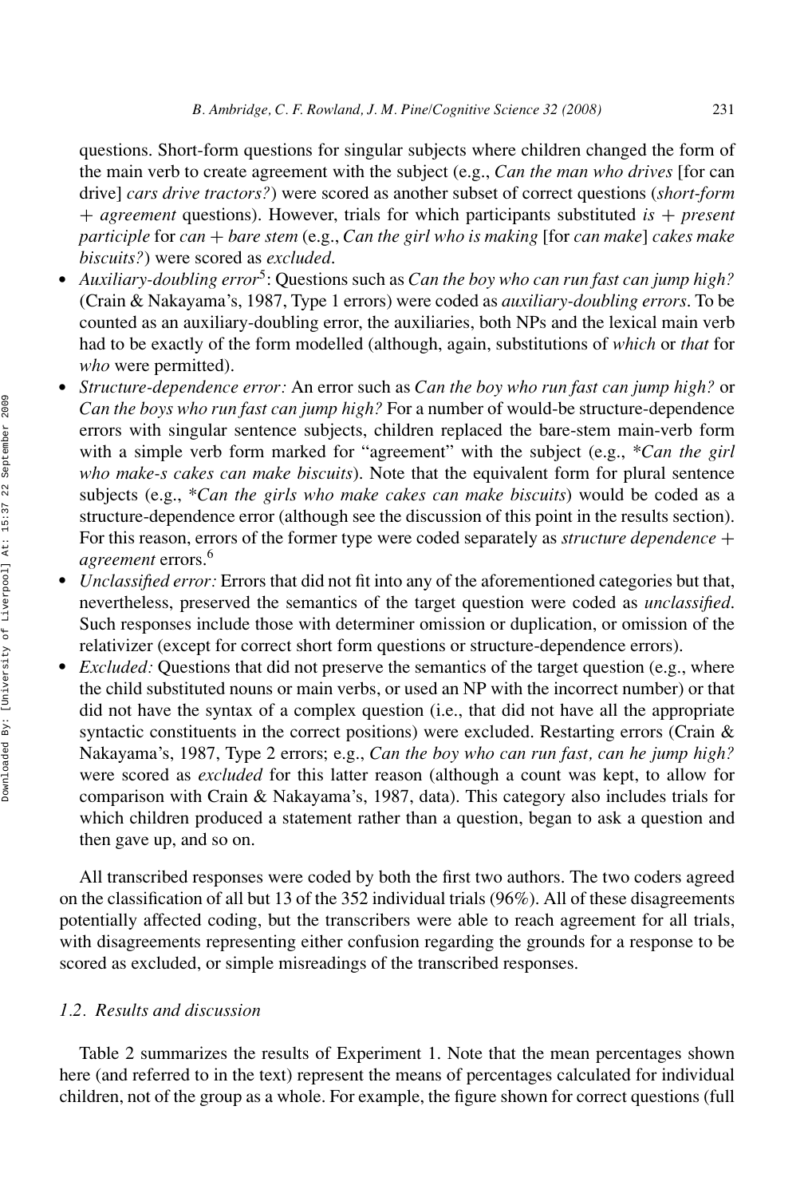questions. Short-form questions for singular subjects where children changed the form of the main verb to create agreement with the subject (e.g., *Can the man who drives* [for can drive] *cars drive tractors?*) were scored as another subset of correct questions (*short-form + agreement* questions). However, trials for which participants substituted *is + present participle* for *can + bare stem* (e.g., *Can the girl who is making* [for *can make*] *cakes make biscuits?*) were scored as *excluded*.

- *Auxiliary-doubling error*[5]: Questions such as *Can the boy who can run fast can jump high?* (Crain & Nakayama's, 1987, Type 1 errors) were coded as *auxiliary-doubling errors*. To be counted as an auxiliary-doubling error, the auxiliaries, both NPs and the lexical main verb had to be exactly of the form modelled (although, again, substitutions of *which* or *that* for *who* were permitted).
- *Structure-dependence error:* An error such as *Can the boy who run fast can jump high?* or *Can the boys who run fast can jump high?* For a number of would-be structure-dependence errors with singular sentence subjects, children replaced the bare-stem main-verb form with a simple verb form marked for "agreement" with the subject (e.g., \**Can the girl who make-s cakes can make biscuits*). Note that the equivalent form for plural sentence subjects (e.g., \**Can the girls who make cakes can make biscuits*) would be coded as a structure-dependence error (although see the discussion of this point in the results section). For this reason, errors of the former type were coded separately as *structure dependence + agreement* errors.[6]
- *Unclassified error:* Errors that did not fit into any of the aforementioned categories but that, nevertheless, preserved the semantics of the target question were coded as *unclassified*. Such responses include those with determiner omission or duplication, or omission of the relativizer (except for correct short form questions or structure-dependence errors).
- *Excluded:* Questions that did not preserve the semantics of the target question (e.g., where the child substituted nouns or main verbs, or used an NP with the incorrect number) or that did not have the syntax of a complex question (i.e., that did not have all the appropriate syntactic constituents in the correct positions) were excluded. Restarting errors (Crain & Nakayama's, 1987, Type 2 errors; e.g., *Can the boy who can run fast, can he jump high?* were scored as *excluded* for this latter reason (although a count was kept, to allow for comparison with Crain & Nakayama's, 1987, data). This category also includes trials for which children produced a statement rather than a question, began to ask a question and then gave up, and so on.

All transcribed responses were coded by both the first two authors. The two coders agreed on the classification of all but 13 of the 352 individual trials (96%). All of these disagreements potentially affected coding, but the transcribers were able to reach agreement for all trials, with disagreements representing either confusion regarding the grounds for a response to be scored as excluded, or simple misreadings of the transcribed responses.

### *1.2. Results and discussion*

Table 2 summarizes the results of Experiment 1. Note that the mean percentages shown here (and referred to in the text) represent the means of percentages calculated for individual children, not of the group as a whole. For example, the figure shown for correct questions (full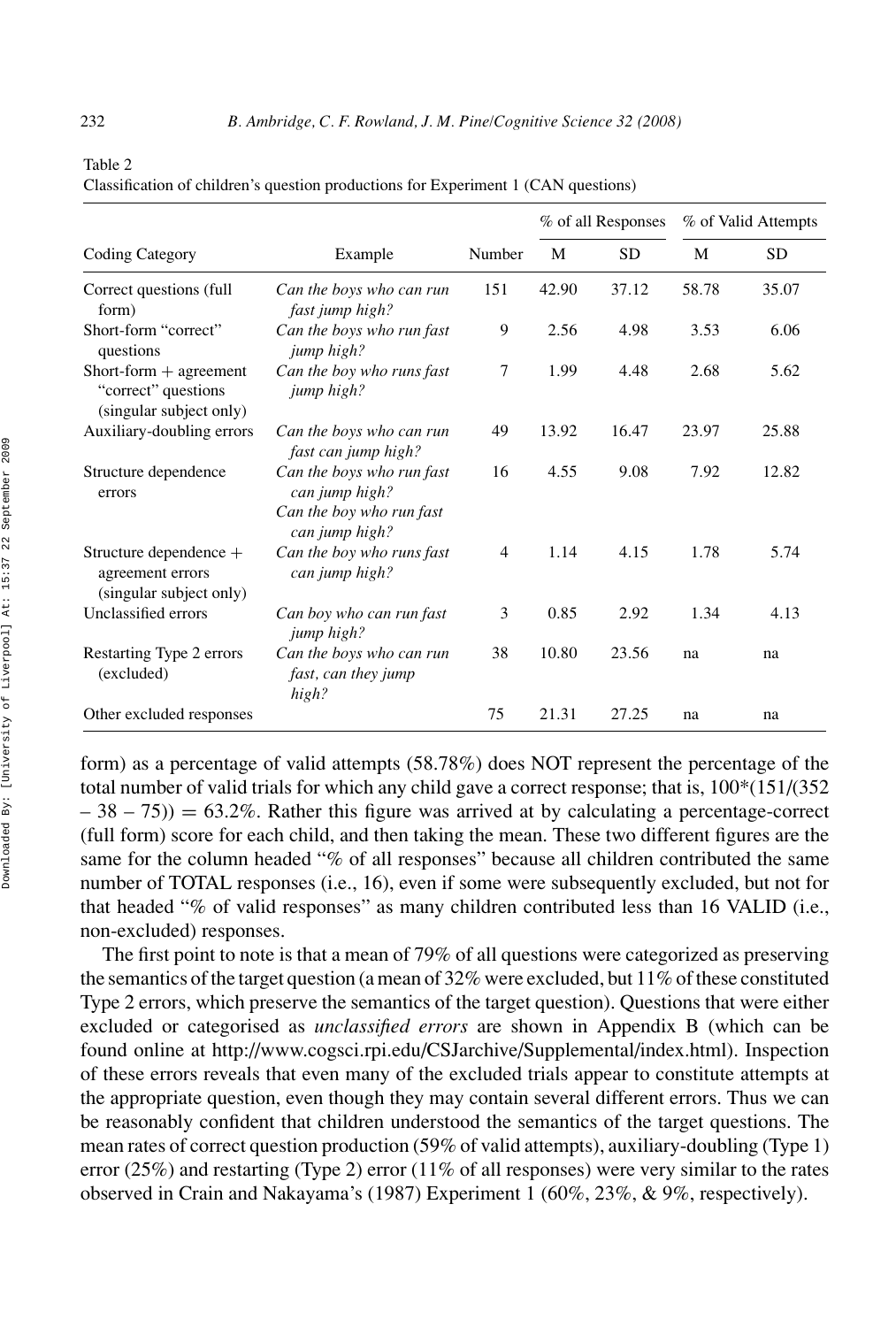Table 2
Classification of children's question productions for Experiment 1 (CAN questions)

| Coding Category | Example | Number | % of all Responses | | % of Valid Attempts | |
|---|---|---|---|---|---|---|
| | | | M | SD | M | SD |
| Correct questions (full form) | *Can the boys who can run fast jump high?* | 151 | 42.90 | 37.12 | 58.78 | 35.07 |
| Short-form "correct" questions | *Can the boys who run fast jump high?* | 9 | 2.56 | 4.98 | 3.53 | 6.06 |
| Short-form + agreement "correct" questions (singular subject only) | *Can the boy who runs fast jump high?* | 7 | 1.99 | 4.48 | 2.68 | 5.62 |
| Auxiliary-doubling errors | *Can the boys who can run fast can jump high?* | 49 | 13.92 | 16.47 | 23.97 | 25.88 |
| Structure dependence errors | *Can the boys who run fast can jump high?* *Can the boy who run fast can jump high?* | 16 | 4.55 | 9.08 | 7.92 | 12.82 |
| Structure dependence + agreement errors (singular subject only) | *Can the boy who runs fast can jump high?* | 4 | 1.14 | 4.15 | 1.78 | 5.74 |
| Unclassified errors | *Can boy who can run fast jump high?* | 3 | 0.85 | 2.92 | 1.34 | 4.13 |
| Restarting Type 2 errors (excluded) | *Can the boys who can run fast, can they jump high?* | 38 | 10.80 | 23.56 | na | na |
| Other excluded responses | | 75 | 21.31 | 27.25 | na | na |

form) as a percentage of valid attempts (58.78%) does NOT represent the percentage of the total number of valid trials for which any child gave a correct response; that is, 100*(151/(352 – 38 – 75)) = 63.2%. Rather this figure was arrived at by calculating a percentage-correct (full form) score for each child, and then taking the mean. These two different figures are the same for the column headed "% of all Responses" because all children contributed the same number of TOTAL responses (i.e., 16), even if some were subsequently excluded, but not for that headed "% of valid responses" as many children contributed less than 16 VALID (i.e., non-excluded) responses.

The first point to note is that a mean of 79% of all questions were categorized as preserving the semantics of the target question (a mean of 32% were excluded, but 11% of these constituted Type 2 errors, which preserve the semantics of the target question). Questions that were either excluded or categorised as *unclassified errors* are shown in Appendix B (which can be found online at http://www.cogsci.rpi.edu/CSJarchive/Supplemental/index.html). Inspection of these errors reveals that even many of the excluded trials appear to constitute attempts at the appropriate question, even though they may contain several different errors. Thus we can be reasonably confident that children understood the semantics of the target questions. The mean rates of correct question production (59% of valid attempts), auxiliary-doubling (Type 1) error (25%) and restarting (Type 2) error (11% of all responses) were very similar to the rates observed in Crain and Nakayama's (1987) Experiment 1 (60%, 23%, & 9%, respectively).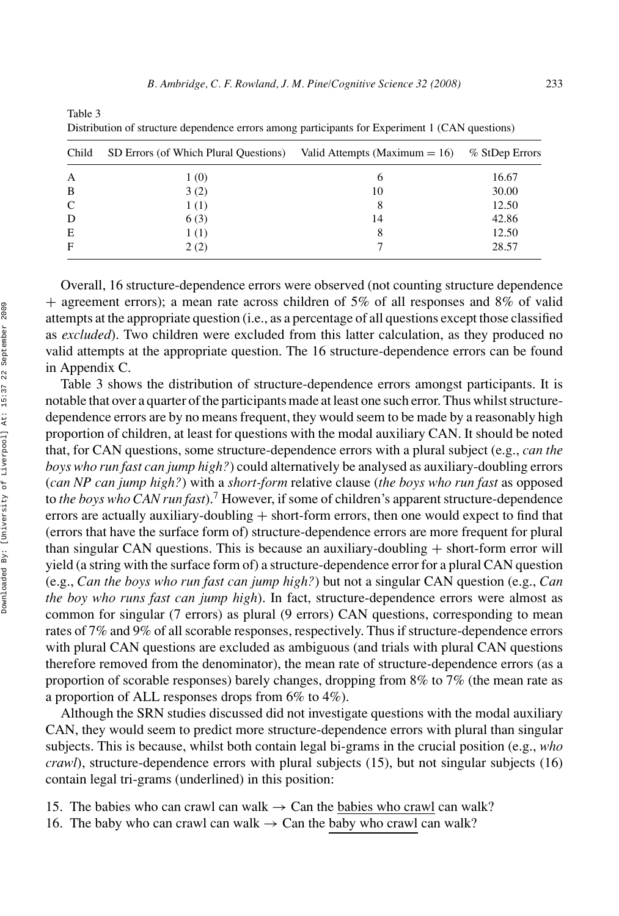Table 3
Distribution of structure dependence errors among participants for Experiment 1 (CAN questions)

| Child | SD Errors (of Which Plural Questions) | Valid Attempts (Maximum = 16) | % StDep Errors |
|---|---|---|---|
| A | 1 (0) | 6 | 16.67 |
| B | 3 (2) | 10 | 30.00 |
| C | 1 (1) | 8 | 12.50 |
| D | 6 (3) | 14 | 42.86 |
| E | 1 (1) | 8 | 12.50 |
| F | 2 (2) | 7 | 28.57 |

Overall, 16 structure-dependence errors were observed (not counting structure dependence + agreement errors); a mean rate across children of 5% of all responses and 8% of valid attempts at the appropriate question (i.e., as a percentage of all questions except those classified as *excluded*). Two children were excluded from this latter calculation, as they produced no valid attempts at the appropriate question. The 16 structure-dependence errors can be found in Appendix C.

Table 3 shows the distribution of structure-dependence errors amongst participants. It is notable that over a quarter of the participants made at least one such error. Thus whilst structure-dependence errors are by no means frequent, they would seem to be made by a reasonably high proportion of children, at least for questions with the modal auxiliary CAN. It should be noted that, for CAN questions, some structure-dependence errors with a plural subject (e.g., *can the boys who run fast can jump high?*) could alternatively be analysed as auxiliary-doubling errors (*can NP can jump high?*) with a *short-form* relative clause (*the boys who run fast* as opposed to *the boys who CAN run fast*).[7] However, if some of children's apparent structure-dependence errors are actually auxiliary-doubling + short-form errors, then one would expect to find that (errors that have the surface form of) structure-dependence errors are more frequent for plural than singular CAN questions. This is because an auxiliary-doubling + short-form error will yield (a string with the surface form of) a structure-dependence error for a plural CAN question (e.g., *Can the boys who run fast can jump high?*) but not a singular CAN question (e.g., *Can the boy who runs fast can jump high*). In fact, structure-dependence errors were almost as common for singular (7 errors) as plural (9 errors) CAN questions, corresponding to mean rates of 7% and 9% of all scorable responses, respectively. Thus if structure-dependence errors with plural CAN questions are excluded as ambiguous (and trials with plural CAN questions therefore removed from the denominator), the mean rate of structure-dependence errors (as a proportion of scorable responses) barely changes, dropping from 8% to 7% (the mean rate as a proportion of ALL responses drops from 6% to 4%).

Although the SRN studies discussed did not investigate questions with the modal auxiliary CAN, they would seem to predict more structure-dependence errors with plural than singular subjects. This is because, whilst both contain legal bi-grams in the crucial position (e.g., *who crawl*), structure-dependence errors with plural subjects (15), but not singular subjects (16) contain legal tri-grams (underlined) in this position:

15. The babies who can crawl can walk → Can the <u>babies who crawl</u> can walk?
16. The baby who can crawl can walk → Can the <u>baby who crawl</u> can walk?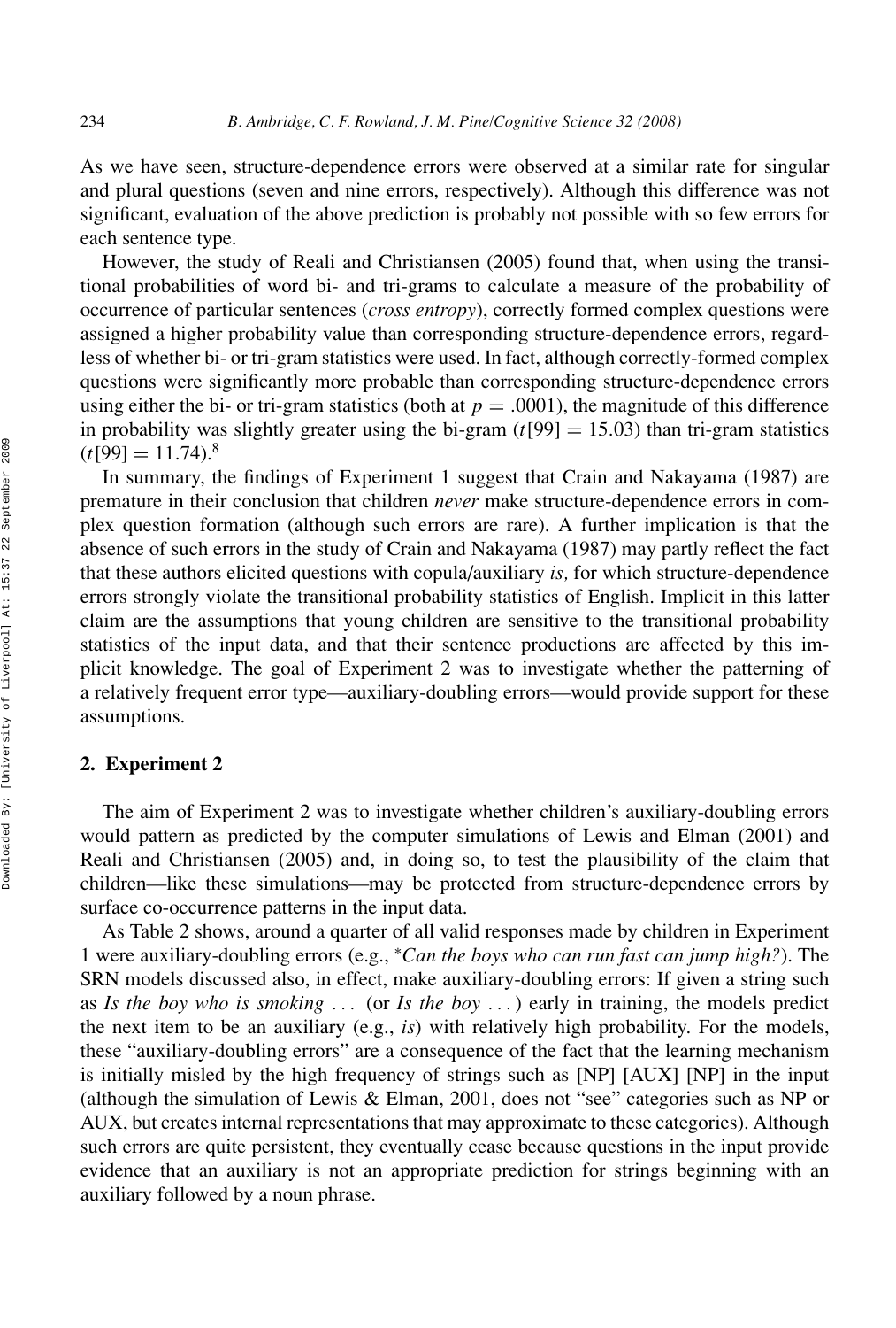As we have seen, structure-dependence errors were observed at a similar rate for singular and plural questions (seven and nine errors, respectively). Although this difference was not significant, evaluation of the above prediction is probably not possible with so few errors for each sentence type.

However, the study of Reali and Christiansen (2005) found that, when using the transitional probabilities of word bi- and tri-grams to calculate a measure of the probability of occurrence of particular sentences (*cross entropy*), correctly formed complex questions were assigned a higher probability value than corresponding structure-dependence errors, regardless of whether bi- or tri-gram statistics were used. In fact, although correctly-formed complex questions were significantly more probable than corresponding structure-dependence errors using either the bi- or tri-gram statistics (both at $p = .0001$), the magnitude of this difference in probability was slightly greater using the bi-gram ($t[99] = 15.03$) than tri-gram statistics ($t[99] = 11.74$).[8]

In summary, the findings of Experiment 1 suggest that Crain and Nakayama (1987) are premature in their conclusion that children *never* make structure-dependence errors in complex question formation (although such errors are rare). A further implication is that the absence of such errors in the study of Crain and Nakayama (1987) may partly reflect the fact that these authors elicited questions with copula/auxiliary *is,* for which structure-dependence errors strongly violate the transitional probability statistics of English. Implicit in this latter claim are the assumptions that young children are sensitive to the transitional probability statistics of the input data, and that their sentence productions are affected by this implicit knowledge. The goal of Experiment 2 was to investigate whether the patterning of a relatively frequent error type—auxiliary-doubling errors—would provide support for these assumptions.

## 2. Experiment 2

The aim of Experiment 2 was to investigate whether children's auxiliary-doubling errors would pattern as predicted by the computer simulations of Lewis and Elman (2001) and Reali and Christiansen (2005) and, in doing so, to test the plausibility of the claim that children—like these simulations—may be protected from structure-dependence errors by surface co-occurrence patterns in the input data.

As Table 2 shows, around a quarter of all valid responses made by children in Experiment 1 were auxiliary-doubling errors (e.g., **Can the boys who can run fast can jump high?*). The SRN models discussed also, in effect, make auxiliary-doubling errors: If given a string such as *Is the boy who is smoking ...* (or *Is the boy ...*) early in training, the models predict the next item to be an auxiliary (e.g., *is*) with relatively high probability. For the models, these "auxiliary-doubling errors" are a consequence of the fact that the learning mechanism is initially misled by the high frequency of strings such as [NP] [AUX] [NP] in the input (although the simulation of Lewis & Elman, 2001, does not "see" categories such as NP or AUX, but creates internal representations that may approximate to these categories). Although such errors are quite persistent, they eventually cease because questions in the input provide evidence that an auxiliary is not an appropriate prediction for strings beginning with an auxiliary followed by a noun phrase.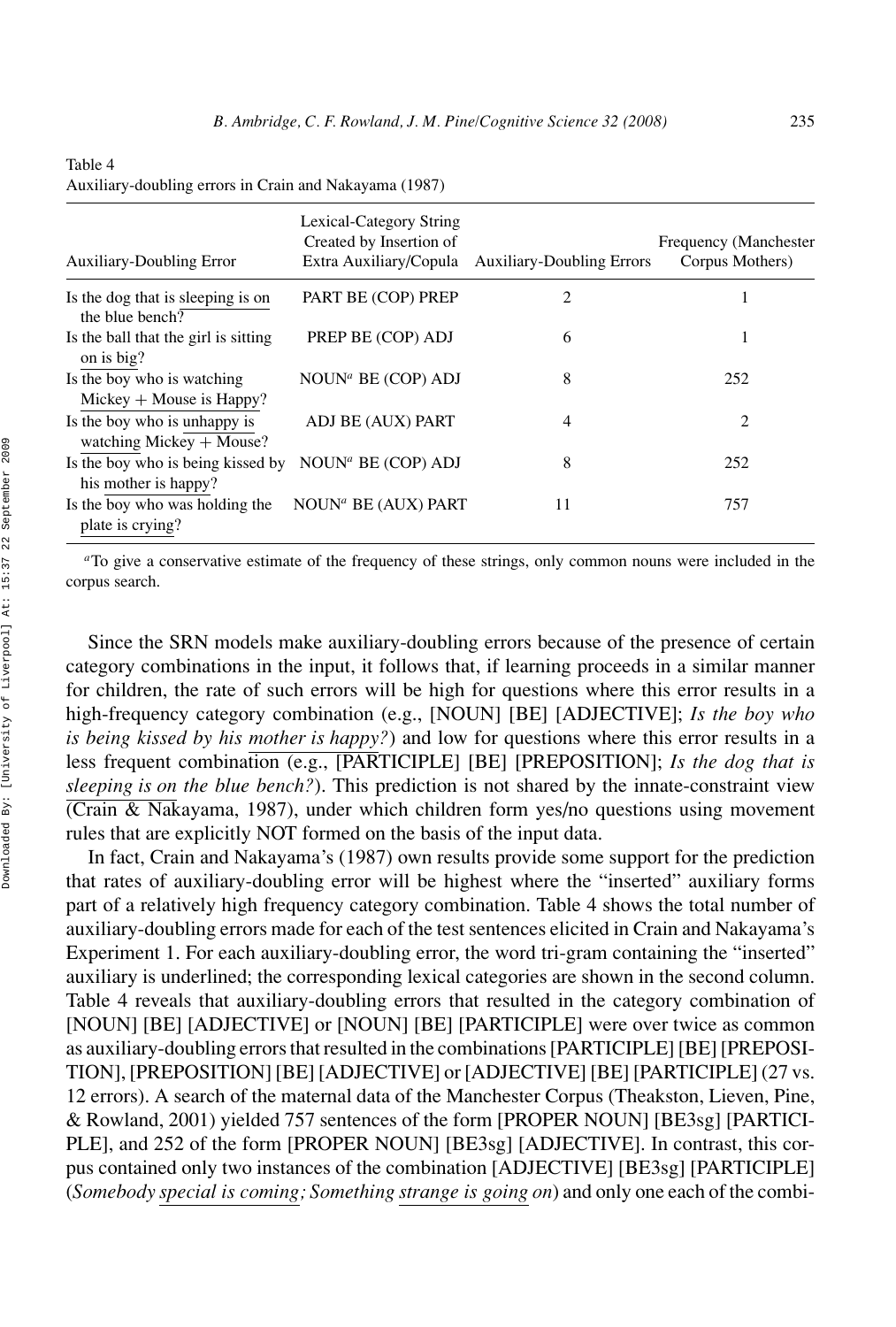Table 4
Auxiliary-doubling errors in Crain and Nakayama (1987)

| Auxiliary-Doubling Error | Lexical-Category String Created by Insertion of Extra Auxiliary/Copula | Auxiliary-Doubling Errors | Frequency (Manchester Corpus Mothers) |
|---|---|---|---|
| Is the dog that is sleeping is on the blue bench? | PART BE (COP) PREP | 2 | 1 |
| Is the ball that the girl is sitting on is big? | PREP BE (COP) ADJ | 6 | 1 |
| Is the boy who is watching Mickey + Mouse is Happy? | NOUN[a] BE (COP) ADJ | 8 | 252 |
| Is the boy who is unhappy is watching Mickey + Mouse? | ADJ BE (AUX) PART | 4 | 2 |
| Is the boy who is being kissed by his mother is happy? | NOUN[a] BE (COP) ADJ | 8 | 252 |
| Is the boy who was holding the plate is crying? | NOUN[a] BE (AUX) PART | 11 | 757 |

[a]To give a conservative estimate of the frequency of these strings, only common nouns were included in the corpus search.

Since the SRN models make auxiliary-doubling errors because of the presence of certain category combinations in the input, it follows that, if learning proceeds in a similar manner for children, the rate of such errors will be high for questions where this error results in a high-frequency category combination (e.g., [NOUN] [BE] [ADJECTIVE]; *Is the boy who is being kissed by his mother is happy?*) and low for questions where this error results in a less frequent combination (e.g., [PARTICIPLE] [BE] [PREPOSITION]; *Is the dog that is sleeping is on the blue bench?*). This prediction is not shared by the innate-constraint view (Crain & Nakayama, 1987), under which children form yes/no questions using movement rules that are explicitly NOT formed on the basis of the input data.

In fact, Crain and Nakayama's (1987) own results provide some support for the prediction that rates of auxiliary-doubling error will be highest where the "inserted" auxiliary forms part of a relatively high frequency category combination. Table 4 shows the total number of auxiliary-doubling errors made for each of the test sentences elicited in Crain and Nakayama's Experiment 1. For each auxiliary-doubling error, the word tri-gram containing the "inserted" auxiliary is underlined; the corresponding lexical categories are shown in the second column. Table 4 reveals that auxiliary-doubling errors that resulted in the category combination of [NOUN] [BE] [ADJECTIVE] or [NOUN] [BE] [PARTICIPLE] were over twice as common as auxiliary-doubling errors that resulted in the combinations [PARTICIPLE] [BE] [PREPOSITION], [PREPOSITION] [BE] [ADJECTIVE] or [ADJECTIVE] [BE] [PARTICIPLE] (27 vs. 12 errors). A search of the maternal data of the Manchester Corpus (Theakston, Lieven, Pine, & Rowland, 2001) yielded 757 sentences of the form [PROPER NOUN] [BE3sg] [PARTICIPLE], and 252 of the form [PROPER NOUN] [BE3sg] [ADJECTIVE]. In contrast, this corpus contained only two instances of the combination [ADJECTIVE] [BE3sg] [PARTICIPLE] (*Somebody special is coming; Something strange is going on*) and only one each of the combi-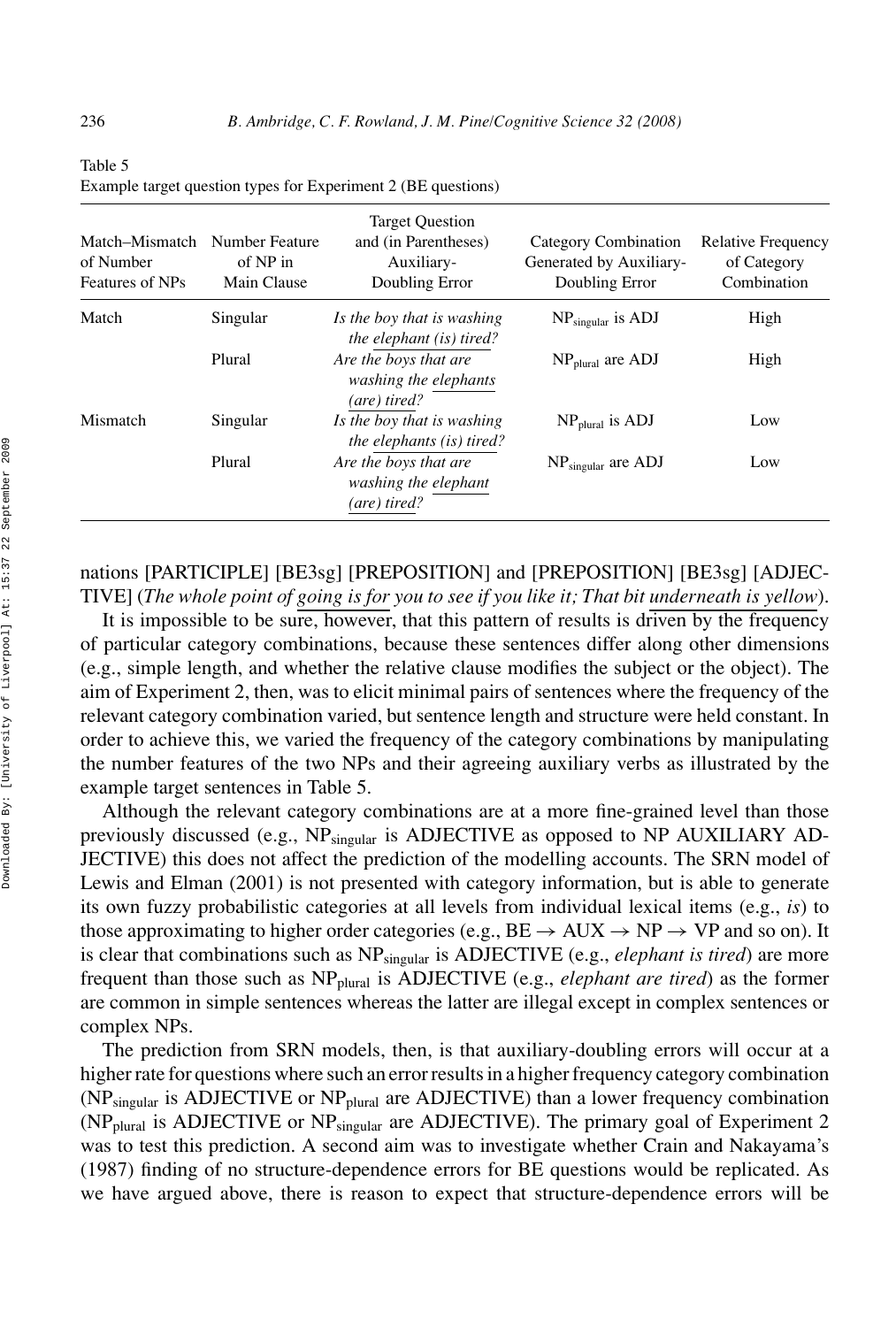Table 5
Example target question types for Experiment 2 (BE questions)

| Match–Mismatch of Number Features of NPs | Number Feature of NP in Main Clause | Target Question and (in Parentheses) Auxiliary-Doubling Error | Category Combination Generated by Auxiliary-Doubling Error | Relative Frequency of Category Combination |
|---|---|---|---|---|
| Match | Singular | *Is the boy that is washing the elephant (is) tired?* | $NP_{singular}$ is ADJ | High |
| | Plural | *Are the boys that are washing the elephants (are) tired?* | $NP_{plural}$ are ADJ | High |
| Mismatch | Singular | *Is the boy that is washing the elephants (is) tired?* | $NP_{plural}$ is ADJ | Low |
| | Plural | *Are the boys that are washing the elephant (are) tired?* | $NP_{singular}$ are ADJ | Low |

nations [PARTICIPLE] [BE3sg] [PREPOSITION] and [PREPOSITION] [BE3sg] [ADJECTIVE] (*The whole point of going is for you to see if you like it; That bit underneath is yellow*).

It is impossible to be sure, however, that this pattern of results is driven by the frequency of particular category combinations, because these sentences differ along other dimensions (e.g., simple length, and whether the relative clause modifies the subject or the object). The aim of Experiment 2, then, was to elicit minimal pairs of sentences where the frequency of the relevant category combination varied, but sentence length and structure were held constant. In order to achieve this, we varied the frequency of the category combinations by manipulating the number features of the two NPs and their agreeing auxiliary verbs as illustrated by the example target sentences in Table 5.

Although the relevant category combinations are at a more fine-grained level than those previously discussed (e.g., $NP_{singular}$ is ADJECTIVE as opposed to NP AUXILIARY ADJECTIVE) this does not affect the prediction of the modelling accounts. The SRN model of Lewis and Elman (2001) is not presented with category information, but is able to generate its own fuzzy probabilistic categories at all levels from individual lexical items (e.g., *is*) to those approximating to higher order categories (e.g., BE → AUX → NP → VP and so on). It is clear that combinations such as $NP_{singular}$ is ADJECTIVE (e.g., *elephant is tired*) are more frequent than those such as $NP_{plural}$ is ADJECTIVE (e.g., *elephant are tired*) as the former are common in simple sentences whereas the latter are illegal except in complex sentences or complex NPs.

The prediction from SRN models, then, is that auxiliary-doubling errors will occur at a higher rate for questions where such an error results in a higher frequency category combination ($NP_{singular}$ is ADJECTIVE or $NP_{plural}$ are ADJECTIVE) than a lower frequency combination ($NP_{plural}$ is ADJECTIVE or $NP_{singular}$ are ADJECTIVE). The primary goal of Experiment 2 was to test this prediction. A second aim was to investigate whether Crain and Nakayama's (1987) finding of no structure-dependence errors for BE questions would be replicated. As we have argued above, there is reason to expect that structure-dependence errors will be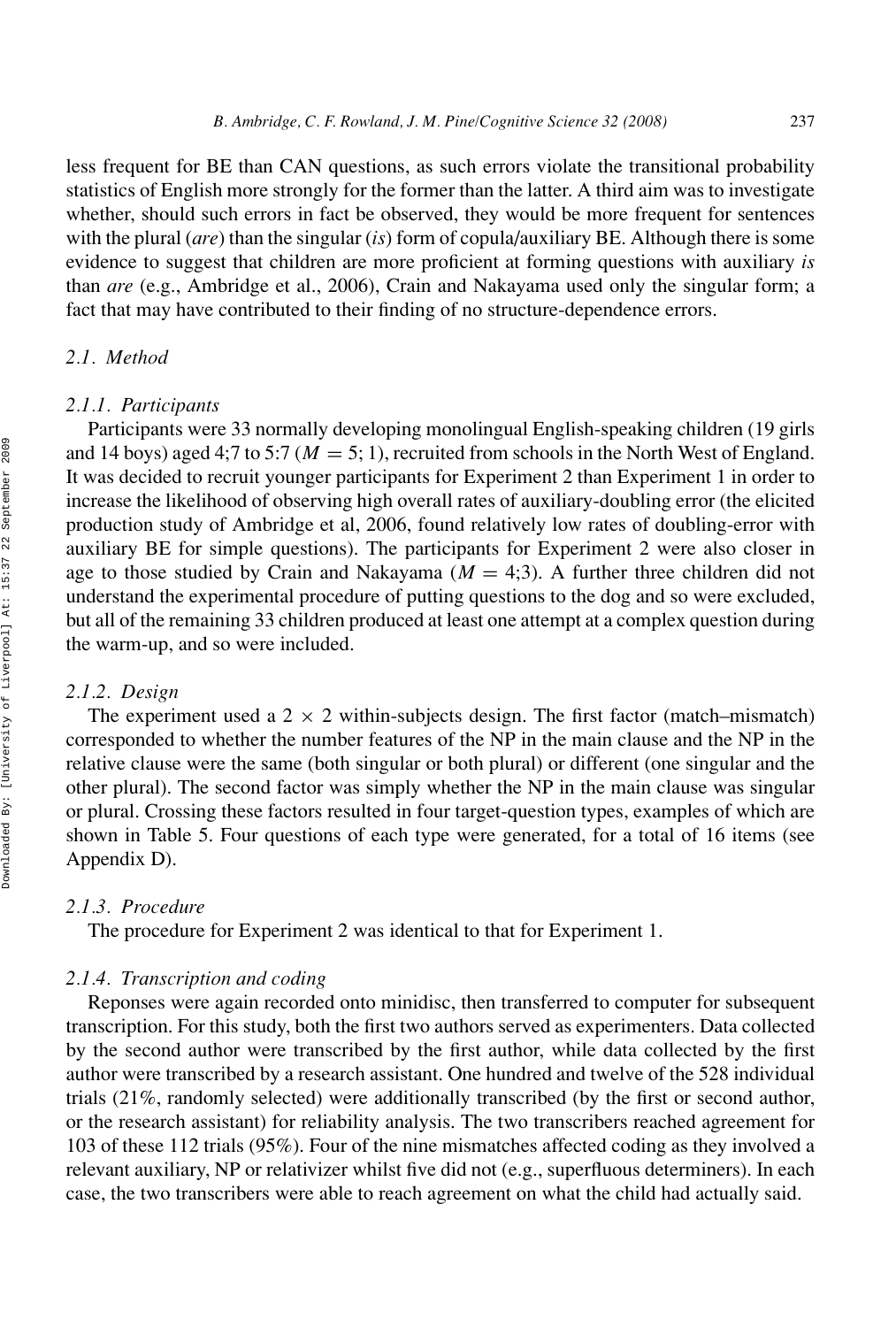less frequent for BE than CAN questions, as such errors violate the transitional probability statistics of English more strongly for the former than the latter. A third aim was to investigate whether, should such errors in fact be observed, they would be more frequent for sentences with the plural (*are*) than the singular (*is*) form of copula/auxiliary BE. Although there is some evidence to suggest that children are more proficient at forming questions with auxiliary *is* than *are* (e.g., Ambridge et al., 2006), Crain and Nakayama used only the singular form; a fact that may have contributed to their finding of no structure-dependence errors.

## 2.1. Method

### 2.1.1. Participants

Participants were 33 normally developing monolingual English-speaking children (19 girls and 14 boys) aged 4;7 to 5:7 ($M = 5; 1$), recruited from schools in the North West of England. It was decided to recruit younger participants for Experiment 2 than Experiment 1 in order to increase the likelihood of observing high overall rates of auxiliary-doubling error (the elicited production study of Ambridge et al, 2006, found relatively low rates of doubling-error with auxiliary BE for simple questions). The participants for Experiment 2 were also closer in age to those studied by Crain and Nakayama ($M = 4;3$). A further three children did not understand the experimental procedure of putting questions to the dog and so were excluded, but all of the remaining 33 children produced at least one attempt at a complex question during the warm-up, and so were included.

### 2.1.2. Design

The experiment used a 2 × 2 within-subjects design. The first factor (match–mismatch) corresponded to whether the number features of the NP in the main clause and the NP in the relative clause were the same (both singular or both plural) or different (one singular and the other plural). The second factor was simply whether the NP in the main clause was singular or plural. Crossing these factors resulted in four target-question types, examples of which are shown in Table 5. Four questions of each type were generated, for a total of 16 items (see Appendix D).

### 2.1.3. Procedure

The procedure for Experiment 2 was identical to that for Experiment 1.

### 2.1.4. Transcription and coding

Reponses were again recorded onto minidisc, then transferred to computer for subsequent transcription. For this study, both the first two authors served as experimenters. Data collected by the second author were transcribed by the first author, while data collected by the first author were transcribed by a research assistant. One hundred and twelve of the 528 individual trials (21%, randomly selected) were additionally transcribed (by the first or second author, or the research assistant) for reliability analysis. The two transcribers reached agreement for 103 of these 112 trials (95%). Four of the nine mismatches affected coding as they involved a relevant auxiliary, NP or relativizer whilst five did not (e.g., superfluous determiners). In each case, the two transcribers were able to reach agreement on what the child had actually said.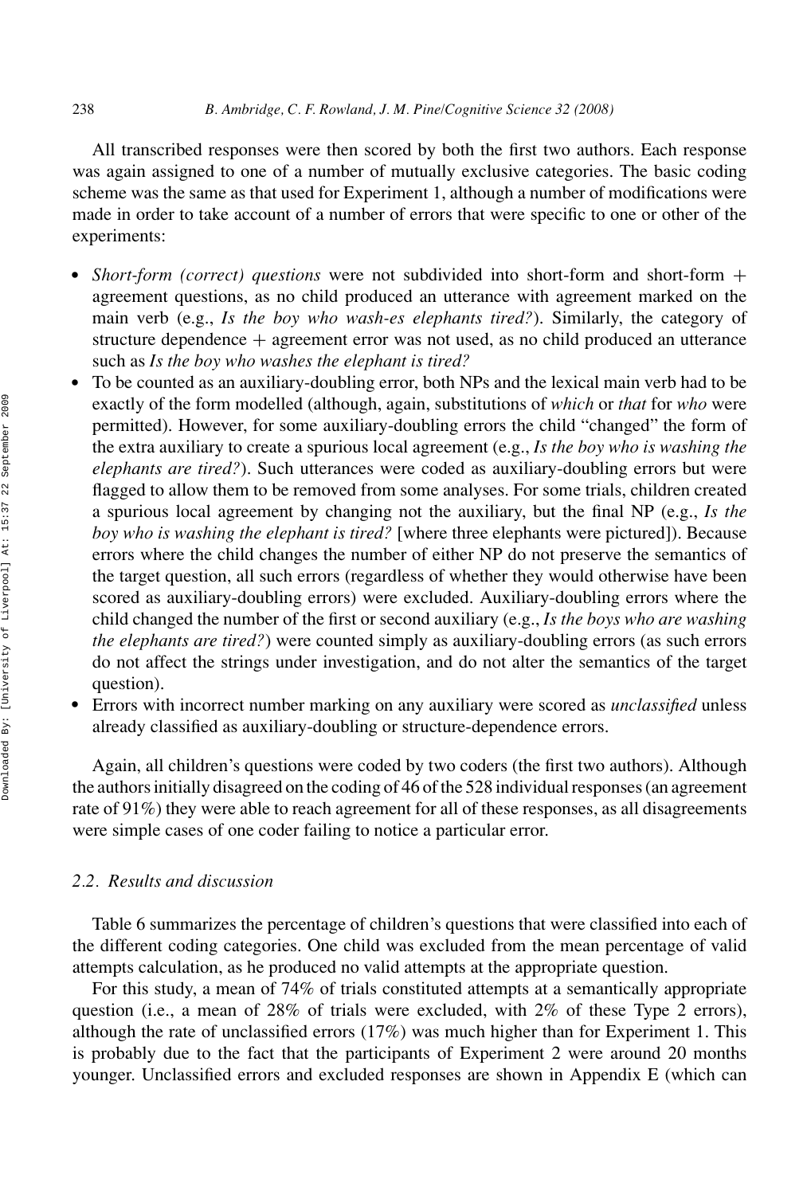All transcribed responses were then scored by both the first two authors. Each response was again assigned to one of a number of mutually exclusive categories. The basic coding scheme was the same as that used for Experiment 1, although a number of modifications were made in order to take account of a number of errors that were specific to one or other of the experiments:

- *Short-form (correct) questions* were not subdivided into short-form and short-form + agreement questions, as no child produced an utterance with agreement marked on the main verb (e.g., *Is the boy who wash-es elephants tired?*). Similarly, the category of structure dependence + agreement error was not used, as no child produced an utterance such as *Is the boy who washes the elephant is tired?*
- To be counted as an auxiliary-doubling error, both NPs and the lexical main verb had to be exactly of the form modelled (although, again, substitutions of *which* or *that* for *who* were permitted). However, for some auxiliary-doubling errors the child "changed" the form of the extra auxiliary to create a spurious local agreement (e.g., *Is the boy who is washing the elephants are tired?*). Such utterances were coded as auxiliary-doubling errors but were flagged to allow them to be removed from some analyses. For some trials, children created a spurious local agreement by changing not the auxiliary, but the final NP (e.g., *Is the boy who is washing the elephant is tired?* [where three elephants were pictured]). Because errors where the child changes the number of either NP do not preserve the semantics of the target question, all such errors (regardless of whether they would otherwise have been scored as auxiliary-doubling errors) were excluded. Auxiliary-doubling errors where the child changed the number of the first or second auxiliary (e.g., *Is the boys who are washing the elephants are tired?*) were counted simply as auxiliary-doubling errors (as such errors do not affect the strings under investigation, and do not alter the semantics of the target question).
- Errors with incorrect number marking on any auxiliary were scored as *unclassified* unless already classified as auxiliary-doubling or structure-dependence errors.

Again, all children's questions were coded by two coders (the first two authors). Although the authors initially disagreed on the coding of 46 of the 528 individual responses (an agreement rate of 91%) they were able to reach agreement for all of these responses, as all disagreements were simple cases of one coder failing to notice a particular error.

### 2.2. Results and discussion

Table 6 summarizes the percentage of children's questions that were classified into each of the different coding categories. One child was excluded from the mean percentage of valid attempts calculation, as he produced no valid attempts at the appropriate question.

For this study, a mean of 74% of trials constituted attempts at a semantically appropriate question (i.e., a mean of 28% of trials were excluded, with 2% of these Type 2 errors), although the rate of unclassified errors (17%) was much higher than for Experiment 1. This is probably due to the fact that the participants of Experiment 2 were around 20 months younger. Unclassified errors and excluded responses are shown in Appendix E (which can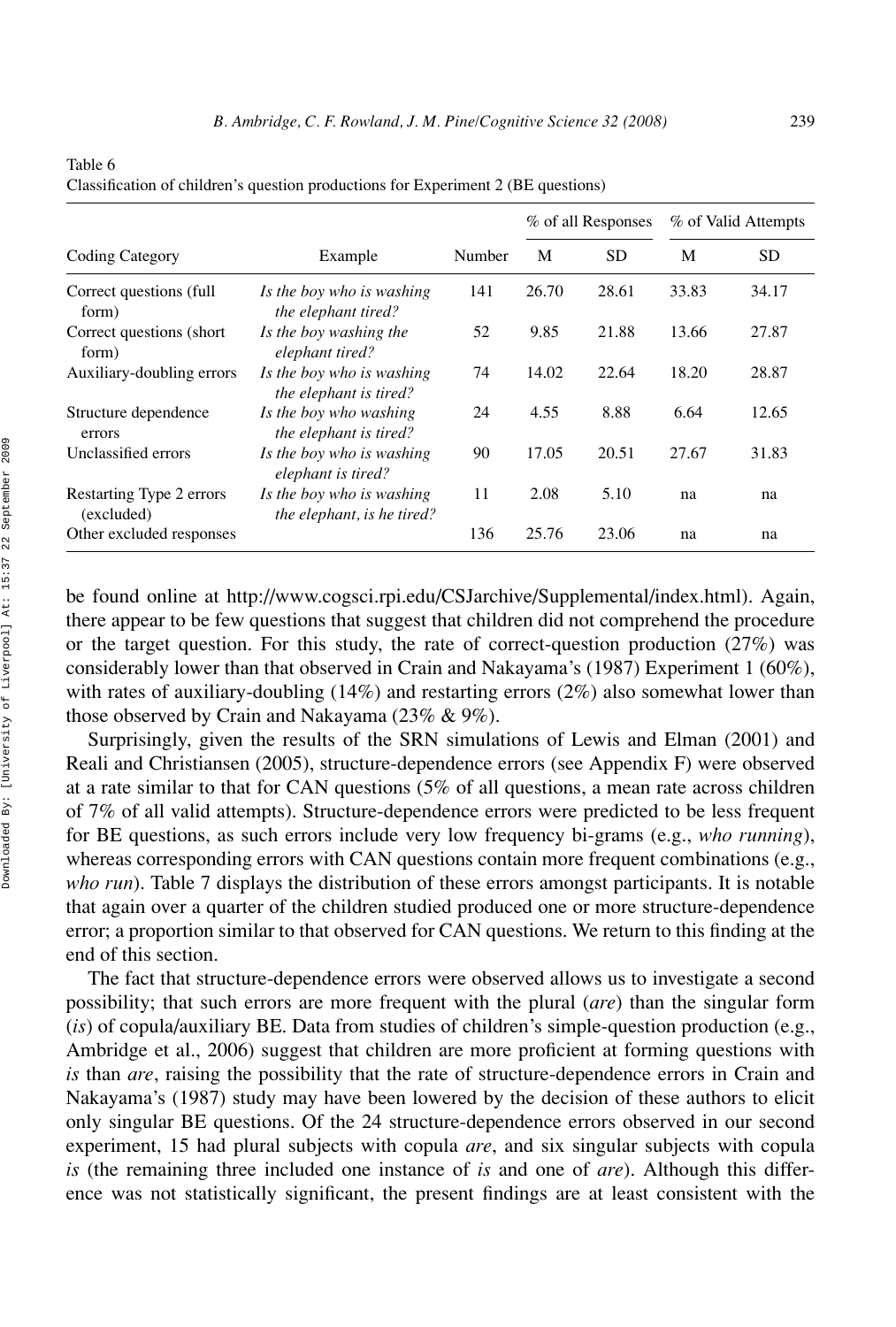Table 6
Classification of children's question productions for Experiment 2 (BE questions)

| Coding Category | Example | Number | % of all Responses | | % of Valid Attempts | |
|---|---|---|---|---|---|---|
| | | | M | SD | M | SD |
| Correct questions (full form) | *Is the boy who is washing the elephant tired?* | 141 | 26.70 | 28.61 | 33.83 | 34.17 |
| Correct questions (short form) | *Is the boy washing the elephant tired?* | 52 | 9.85 | 21.88 | 13.66 | 27.87 |
| Auxiliary-doubling errors | *Is the boy who is washing the elephant is tired?* | 74 | 14.02 | 22.64 | 18.20 | 28.87 |
| Structure dependence errors | *Is the boy who washing the elephant is tired?* | 24 | 4.55 | 8.88 | 6.64 | 12.65 |
| Unclassified errors | *Is the boy who is washing elephant is tired?* | 90 | 17.05 | 20.51 | 27.67 | 31.83 |
| Restarting Type 2 errors (excluded) | *Is the boy who is washing the elephant, is he tired?* | 11 | 2.08 | 5.10 | na | na |
| Other excluded responses | | 136 | 25.76 | 23.06 | na | na |

be found online at http://www.cogsci.rpi.edu/CSJarchive/Supplemental/index.html). Again, there appear to be few questions that suggest that children did not comprehend the procedure or the target question. For this study, the rate of correct-question production (27%) was considerably lower than that observed in Crain and Nakayama's (1987) Experiment 1 (60%), with rates of auxiliary-doubling (14%) and restarting errors (2%) also somewhat lower than those observed by Crain and Nakayama (23% & 9%).

Surprisingly, given the results of the SRN simulations of Lewis and Elman (2001) and Reali and Christiansen (2005), structure-dependence errors (see Appendix F) were observed at a rate similar to that for CAN questions (5% of all questions, a mean rate across children of 7% of all valid attempts). Structure-dependence errors were predicted to be less frequent for BE questions, as such errors include very low frequency bi-grams (e.g., *who running*), whereas corresponding errors with CAN questions contain more frequent combinations (e.g., *who run*). Table 7 displays the distribution of these errors amongst participants. It is notable that again over a quarter of the children studied produced one or more structure-dependence error; a proportion similar to that observed for CAN questions. We return to this finding at the end of this section.

The fact that structure-dependence errors were observed allows us to investigate a second possibility; that such errors are more frequent with the plural (*are*) than the singular form (*is*) of copula/auxiliary BE. Data from studies of children's simple-question production (e.g., Ambridge et al., 2006) suggest that children are more proficient at forming questions with *is* than *are*, raising the possibility that the rate of structure-dependence errors in Crain and Nakayama's (1987) study may have been lowered by the decision of these authors to elicit only singular BE questions. Of the 24 structure-dependence errors observed in our second experiment, 15 had plural subjects with copula *are*, and six singular subjects with copula *is* (the remaining three included one instance of *is* and one of *are*). Although this difference was not statistically significant, the present findings are at least consistent with the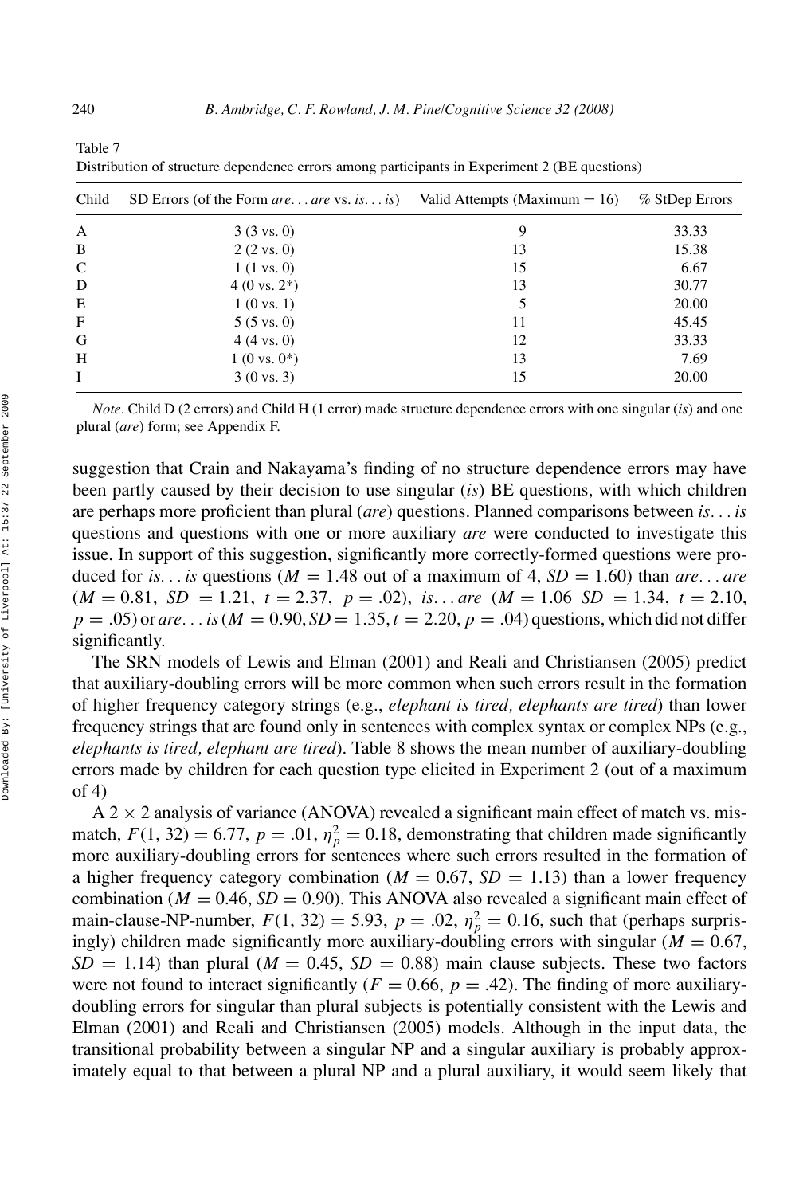Table 7
Distribution of structure dependence errors among participants in Experiment 2 (BE questions)

| Child | SD Errors (of the Form *are*... *are* vs. *is*... *is*) | Valid Attempts (Maximum = 16) | % StDep Errors |
|---|---|---|---|
| A | 3 (3 vs. 0) | 9 | 33.33 |
| B | 2 (2 vs. 0) | 13 | 15.38 |
| C | 1 (1 vs. 0) | 15 | 6.67 |
| D | 4 (0 vs. 2*) | 13 | 30.77 |
| E | 1 (0 vs. 1) | 5 | 20.00 |
| F | 5 (5 vs. 0) | 11 | 45.45 |
| G | 4 (4 vs. 0) | 12 | 33.33 |
| H | 1 (0 vs. 0*) | 13 | 7.69 |
| I | 3 (0 vs. 3) | 15 | 20.00 |

*Note*. Child D (2 errors) and Child H (1 error) made structure dependence errors with one singular (*is*) and one plural (*are*) form; see Appendix F.

suggestion that Crain and Nakayama's finding of no structure dependence errors may have been partly caused by their decision to use singular (*is*) BE questions, with which children are perhaps more proficient than plural (*are*) questions. Planned comparisons between *is*... *is* questions and questions with one or more auxiliary *are* were conducted to investigate this issue. In support of this suggestion, significantly more correctly-formed questions were produced for *is*... *is* questions ($M = 1.48$ out of a maximum of 4, $SD = 1.60$) than *are*... *are* ($M = 0.81$, $SD = 1.21$, $t = 2.37$, $p = .02$), *is*... *are* ($M = 1.06$ $SD = 1.34$, $t = 2.10$, $p = .05$) or *are*... *is* ($M = 0.90, SD = 1.35, t = 2.20, p = .04$) questions, which did not differ significantly.

The SRN models of Lewis and Elman (2001) and Reali and Christiansen (2005) predict that auxiliary-doubling errors will be more common when such errors result in the formation of higher frequency category strings (e.g., *elephant is tired, elephants are tired*) than lower frequency strings that are found only in sentences with complex syntax or complex NPs (e.g., *elephants is tired, elephant are tired*). Table 8 shows the mean number of auxiliary-doubling errors made by children for each question type elicited in Experiment 2 (out of a maximum of 4)

A 2 × 2 analysis of variance (ANOVA) revealed a significant main effect of match vs. mismatch, $F(1, 32) = 6.77$, $p = .01$, $\eta_p^2 = 0.18$, demonstrating that children made significantly more auxiliary-doubling errors for sentences where such errors resulted in the formation of a higher frequency category combination ($M = 0.67$, $SD = 1.13$) than a lower frequency combination ($M = 0.46$, $SD = 0.90$). This ANOVA also revealed a significant main effect of main-clause-NP-number, $F(1, 32) = 5.93$, $p = .02$, $\eta_p^2 = 0.16$, such that (perhaps surprisingly) children made significantly more auxiliary-doubling errors with singular ($M = 0.67$, $SD = 1.14$) than plural ($M = 0.45$, $SD = 0.88$) main clause subjects. These two factors were not found to interact significantly ($F = 0.66$, $p = .42$). The finding of more auxiliary-doubling errors for singular than plural subjects is potentially consistent with the Lewis and Elman (2001) and Reali and Christiansen (2005) models. Although in the input data, the transitional probability between a singular NP and a singular auxiliary is probably approximately equal to that between a plural NP and a plural auxiliary, it would seem likely that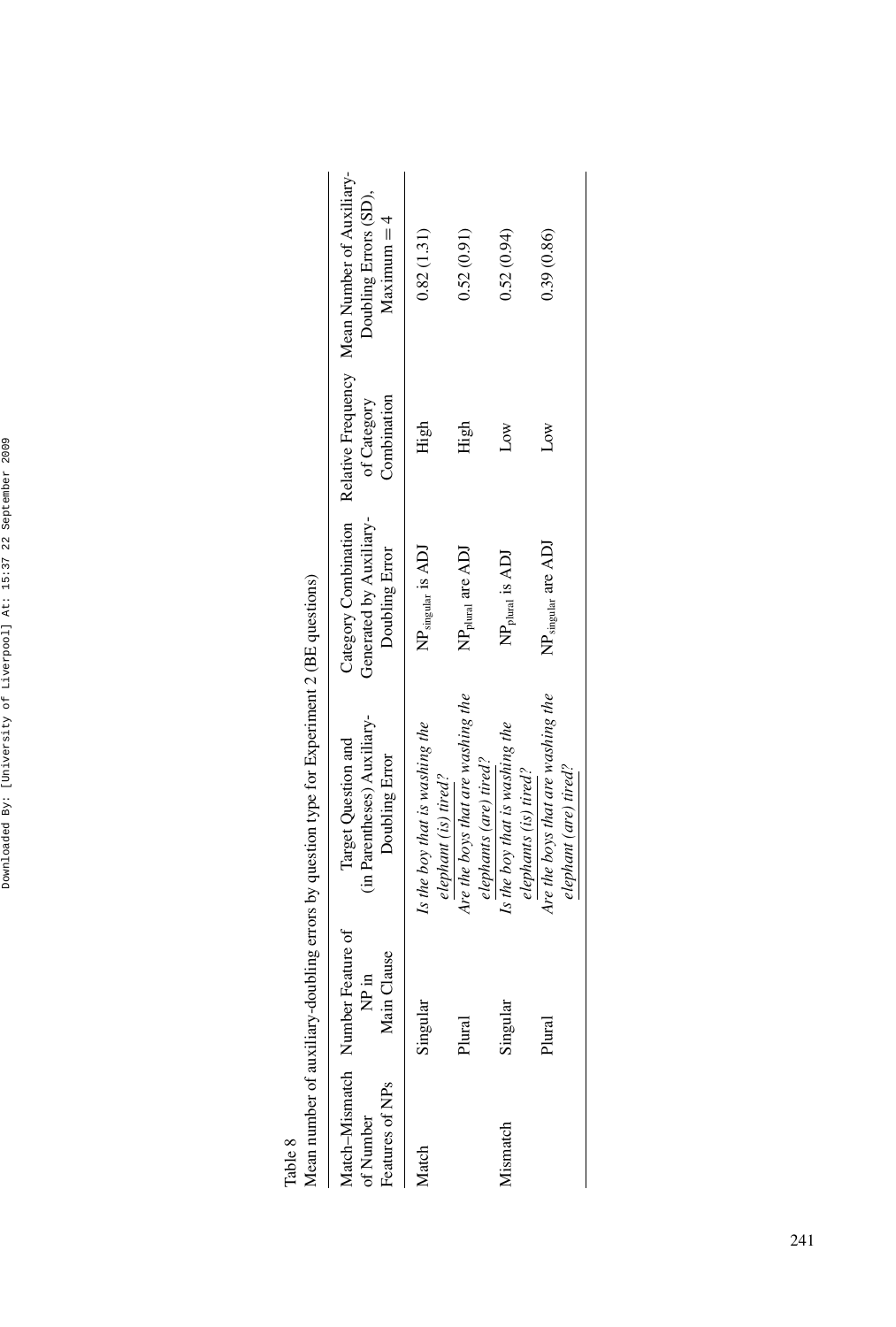Table 8

Mean number of auxiliary-doubling errors by question type for Experiment 2 (BE questions)

| Match–Mismatch of Number Features of NPs | Number Feature of NP in Main Clause | Target Question and (in Parentheses) Auxiliary-Doubling Error | Category Combination Generated by Auxiliary-Doubling Error | Relative Frequency of Category Combination | Mean Number of Auxiliary-Doubling Errors (SD), Maximum = 4 |
|---|---|---|---|---|---|
| Match | Singular | *Is the boy that is washing the elephant (is) tired?* | $NP_{singular}$ is ADJ | High | 0.82 (1.31) |
| | Plural | *Are the boys that are washing the elephants (are) tired?* | $NP_{plural}$ are ADJ | High | 0.52 (0.91) |
| Mismatch | Singular | *Is the boy that is washing the elephants (is) tired?* | $NP_{plural}$ is ADJ | Low | 0.52 (0.94) |
| | Plural | *Are the boys that are washing the elephant (are) tired?* | $NP_{singular}$ are ADJ | Low | 0.39 (0.86) |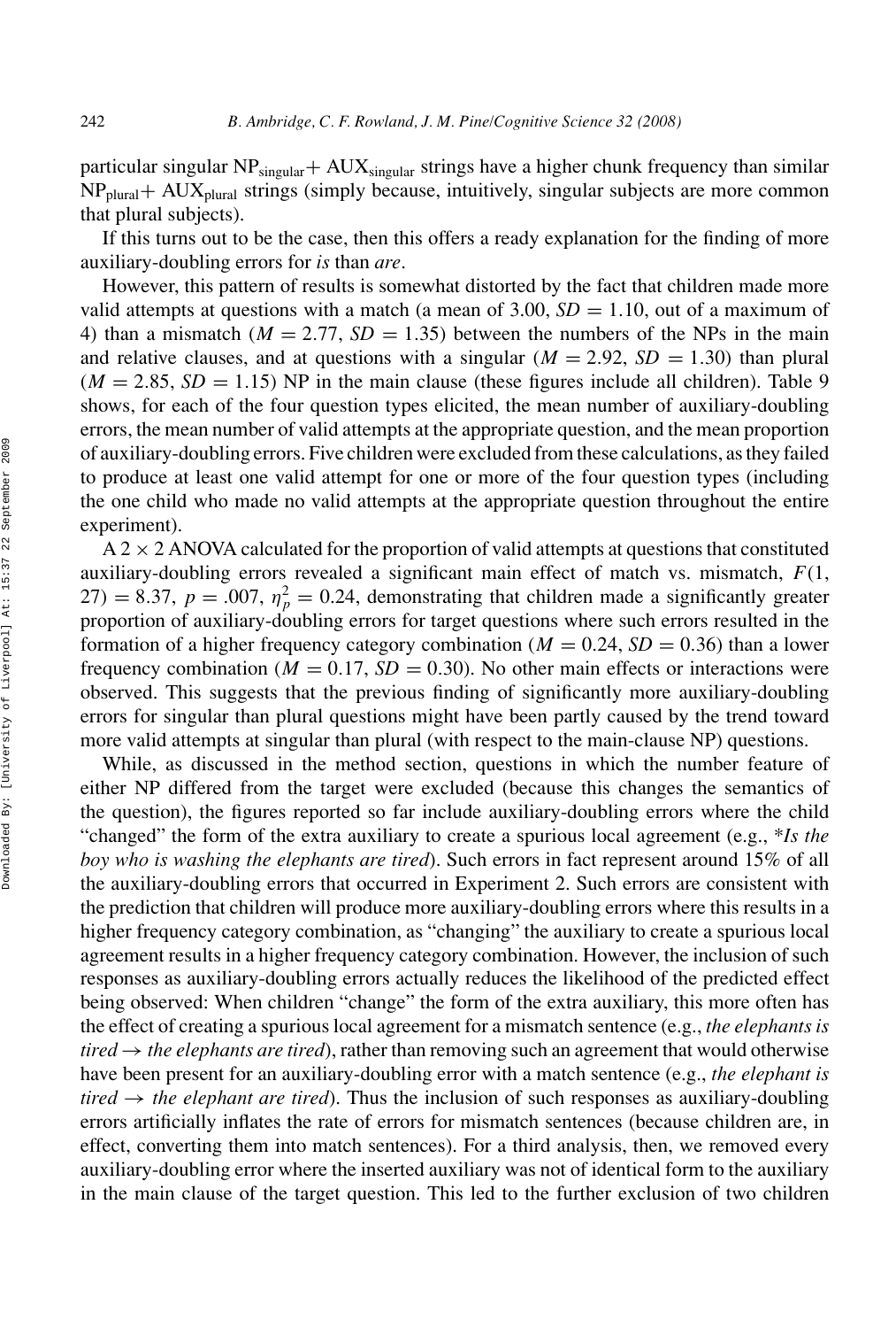particular singular $NP_{singular}$+ $AUX_{singular}$ strings have a higher chunk frequency than similar $NP_{plural}$+ $AUX_{plural}$ strings (simply because, intuitively, singular subjects are more common that plural subjects).

If this turns out to be the case, then this offers a ready explanation for the finding of more auxiliary-doubling errors for *is* than *are*.

However, this pattern of results is somewhat distorted by the fact that children made more valid attempts at questions with a match (a mean of 3.00, $SD = 1.10$, out of a maximum of 4) than a mismatch ($M = 2.77$, $SD = 1.35$) between the numbers of the NPs in the main and relative clauses, and at questions with a singular ($M = 2.92$, $SD = 1.30$) than plural ($M = 2.85$, $SD = 1.15$) NP in the main clause (these figures include all children). Table 9 shows, for each of the four question types elicited, the mean number of auxiliary-doubling errors, the mean number of valid attempts at the appropriate question, and the mean proportion of auxiliary-doubling errors. Five children were excluded from these calculations, as they failed to produce at least one valid attempt for one or more of the four question types (including the one child who made no valid attempts at the appropriate question throughout the entire experiment).

A 2 × 2 ANOVA calculated for the proportion of valid attempts at questions that constituted auxiliary-doubling errors revealed a significant main effect of match vs. mismatch, $F(1, 27) = 8.37$, $p = .007$, $\eta_p^2 = 0.24$, demonstrating that children made a significantly greater proportion of auxiliary-doubling errors for target questions where such errors resulted in the formation of a higher frequency category combination ($M = 0.24$, $SD = 0.36$) than a lower frequency combination ($M = 0.17$, $SD = 0.30$). No other main effects or interactions were observed. This suggests that the previous finding of significantly more auxiliary-doubling errors for singular than plural questions might have been partly caused by the trend toward more valid attempts at singular than plural (with respect to the main-clause NP) questions.

While, as discussed in the method section, questions in which the number feature of either NP differed from the target were excluded (because this changes the semantics of the question), the figures reported so far include auxiliary-doubling errors where the child "changed" the form of the extra auxiliary to create a spurious local agreement (e.g., **Is the boy who is washing the elephants are tired*). Such errors in fact represent around 15% of all the auxiliary-doubling errors that occurred in Experiment 2. Such errors are consistent with the prediction that children will produce more auxiliary-doubling errors where this results in a higher frequency category combination, as "changing" the auxiliary to create a spurious local agreement results in a higher frequency category combination. However, the inclusion of such responses as auxiliary-doubling errors actually reduces the likelihood of the predicted effect being observed: When children "change" the form of the extra auxiliary, this more often has the effect of creating a spurious local agreement for a mismatch sentence (e.g., *the elephants is tired* → *the elephants are tired*), rather than removing such an agreement that would otherwise have been present for an auxiliary-doubling error with a match sentence (e.g., *the elephant is tired* → *the elephant are tired*). Thus the inclusion of such responses as auxiliary-doubling errors artificially inflates the rate of errors for mismatch sentences (because children are, in effect, converting them into match sentences). For a third analysis, then, we removed every auxiliary-doubling error where the inserted auxiliary was not of identical form to the auxiliary in the main clause of the target question. This led to the further exclusion of two children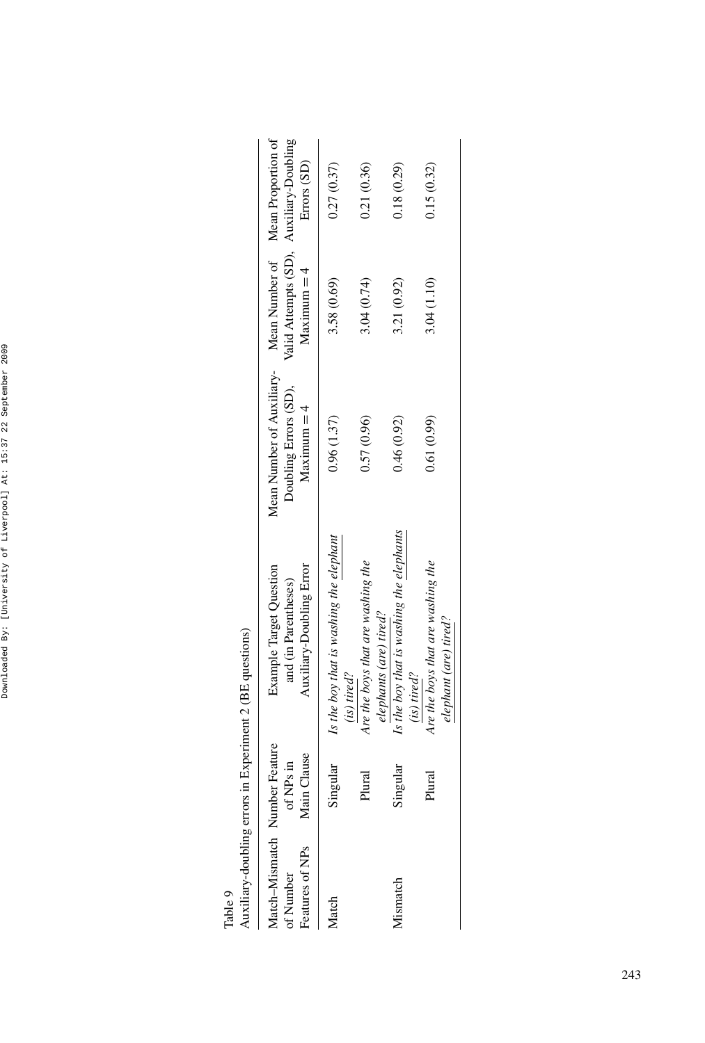Table 9

Auxiliary-doubling errors in Experiment 2 (BE questions)

| Match–Mismatch of Number Features of NPs | Number Feature of NPs in Main Clause | Example Target Question and (in Parentheses) Auxiliary-Doubling Error | Mean Number of Auxiliary-Doubling Errors (SD), Maximum = 4 | Mean Number of Valid Attempts (SD), Maximum = 4 | Mean Proportion of Auxiliary-Doubling Errors (SD) |
|---|---|---|---|---|---|
| Match | Singular | *Is the boy that is washing the elephant (is) tired?* | 0.96 (1.37) | 3.58 (0.69) | 0.27 (0.37) |
| | Plural | *Are the boys that are washing the elephants (are) tired?* | 0.57 (0.96) | 3.04 (0.74) | 0.21 (0.36) |
| Mismatch | Singular | *Is the boy that is washing the elephants (is) tired?* | 0.46 (0.92) | 3.21 (0.92) | 0.18 (0.29) |
| | Plural | *Are the boys that are washing the elephant (are) tired?* | 0.61 (0.99) | 3.04 (1.10) | 0.15 (0.32) |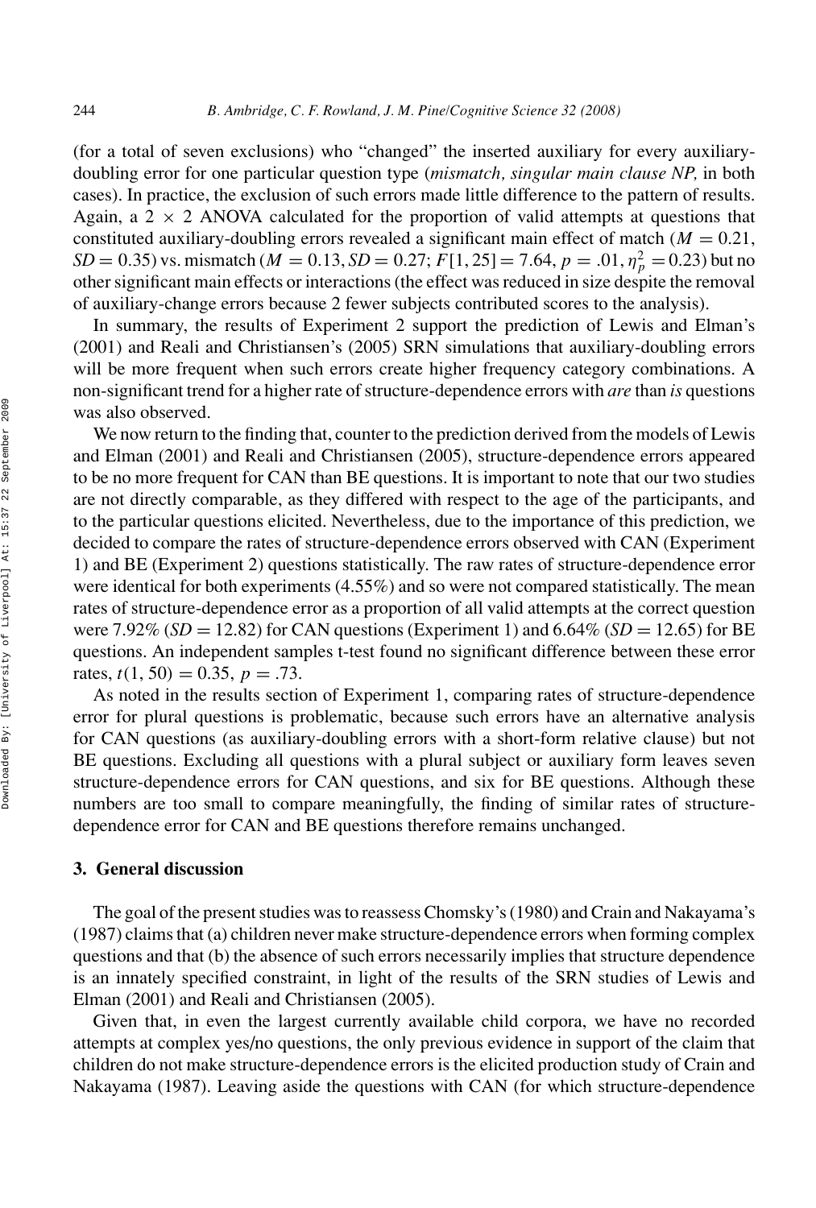(for a total of seven exclusions) who "changed" the inserted auxiliary for every auxiliary-doubling error for one particular question type (*mismatch, singular main clause NP,* in both cases). In practice, the exclusion of such errors made little difference to the pattern of results. Again, a 2 × 2 ANOVA calculated for the proportion of valid attempts at questions that constituted auxiliary-doubling errors revealed a significant main effect of match ($M = 0.21$, $SD = 0.35$) vs. mismatch ($M = 0.13, SD = 0.27$; $F[1, 25] = 7.64$, $p = .01$, $\eta_p^2 = 0.23$) but no other significant main effects or interactions (the effect was reduced in size despite the removal of auxiliary-change errors because 2 fewer subjects contributed scores to the analysis).

In summary, the results of Experiment 2 support the prediction of Lewis and Elman's (2001) and Reali and Christiansen's (2005) SRN simulations that auxiliary-doubling errors will be more frequent when such errors create higher frequency category combinations. A non-significant trend for a higher rate of structure-dependence errors with *are* than *is* questions was also observed.

We now return to the finding that, counter to the prediction derived from the models of Lewis and Elman (2001) and Reali and Christiansen (2005), structure-dependence errors appeared to be no more frequent for CAN than BE questions. It is important to note that our two studies are not directly comparable, as they differed with respect to the age of the participants, and to the particular questions elicited. Nevertheless, due to the importance of this prediction, we decided to compare the rates of structure-dependence errors observed with CAN (Experiment 1) and BE (Experiment 2) questions statistically. The raw rates of structure-dependence error were identical for both experiments (4.55%) and so were not compared statistically. The mean rates of structure-dependence error as a proportion of all valid attempts at the correct question were 7.92% ($SD = 12.82$) for CAN questions (Experiment 1) and 6.64% ($SD = 12.65$) for BE questions. An independent samples t-test found no significant difference between these error rates, $t(1, 50) = 0.35$, $p = .73$.

As noted in the results section of Experiment 1, comparing rates of structure-dependence error for plural questions is problematic, because such errors have an alternative analysis for CAN questions (as auxiliary-doubling errors with a short-form relative clause) but not BE questions. Excluding all questions with a plural subject or auxiliary form leaves seven structure-dependence errors for CAN questions, and six for BE questions. Although these numbers are too small to compare meaningfully, the finding of similar rates of structure-dependence error for CAN and BE questions therefore remains unchanged.

## 3. General discussion

The goal of the present studies was to reassess Chomsky's (1980) and Crain and Nakayama's (1987) claims that (a) children never make structure-dependence errors when forming complex questions and that (b) the absence of such errors necessarily implies that structure dependence is an innately specified constraint, in light of the results of the SRN studies of Lewis and Elman (2001) and Reali and Christiansen (2005).

Given that, in even the largest currently available child corpora, we have no recorded attempts at complex yes/no questions, the only previous evidence in support of the claim that children do not make structure-dependence errors is the elicited production study of Crain and Nakayama (1987). Leaving aside the questions with CAN (for which structure-dependence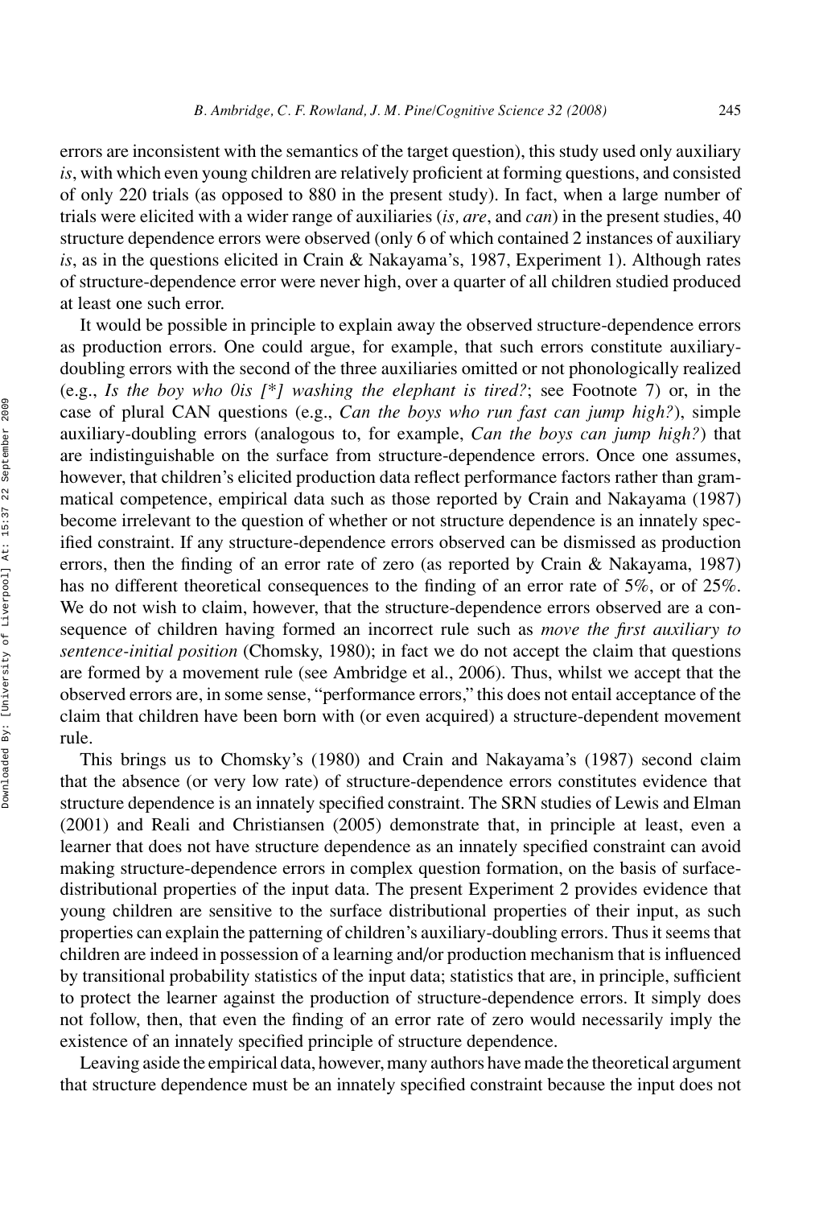errors are inconsistent with the semantics of the target question), this study used only auxiliary *is*, with which even young children are relatively proficient at forming questions, and consisted of only 220 trials (as opposed to 880 in the present study). In fact, when a large number of trials were elicited with a wider range of auxiliaries (*is, are*, and *can*) in the present studies, 40 structure dependence errors were observed (only 6 of which contained 2 instances of auxiliary *is*, as in the questions elicited in Crain & Nakayama's, 1987, Experiment 1). Although rates of structure-dependence error were never high, over a quarter of all children studied produced at least one such error.

It would be possible in principle to explain away the observed structure-dependence errors as production errors. One could argue, for example, that such errors constitute auxiliary-doubling errors with the second of the three auxiliaries omitted or not phonologically realized (e.g., *Is the boy who 0is [*] washing the elephant is tired?*; see Footnote 7) or, in the case of plural CAN questions (e.g., *Can the boys who run fast can jump high?*), simple auxiliary-doubling errors (analogous to, for example, *Can the boys can jump high?*) that are indistinguishable on the surface from structure-dependence errors. Once one assumes, however, that children's elicited production data reflect performance factors rather than grammatical competence, empirical data such as those reported by Crain and Nakayama (1987) become irrelevant to the question of whether or not structure dependence is an innately specified constraint. If any structure-dependence errors observed can be dismissed as production errors, then the finding of an error rate of zero (as reported by Crain & Nakayama, 1987) has no different theoretical consequences to the finding of an error rate of 5%, or of 25%. We do not wish to claim, however, that the structure-dependence errors observed are a consequence of children having formed an incorrect rule such as *move the first auxiliary to sentence-initial position* (Chomsky, 1980); in fact we do not accept the claim that questions are formed by a movement rule (see Ambridge et al., 2006). Thus, whilst we accept that the observed errors are, in some sense, "performance errors," this does not entail acceptance of the claim that children have been born with (or even acquired) a structure-dependent movement rule.

This brings us to Chomsky's (1980) and Crain and Nakayama's (1987) second claim that the absence (or very low rate) of structure-dependence errors constitutes evidence that structure dependence is an innately specified constraint. The SRN studies of Lewis and Elman (2001) and Reali and Christiansen (2005) demonstrate that, in principle at least, even a learner that does not have structure dependence as an innately specified constraint can avoid making structure-dependence errors in complex question formation, on the basis of surface-distributional properties of the input data. The present Experiment 2 provides evidence that young children are sensitive to the surface distributional properties of their input, as such properties can explain the patterning of children's auxiliary-doubling errors. Thus it seems that children are indeed in possession of a learning and/or production mechanism that is influenced by transitional probability statistics of the input data; statistics that are, in principle, sufficient to protect the learner against the production of structure-dependence errors. It simply does not follow, then, that even the finding of an error rate of zero would necessarily imply the existence of an innately specified principle of structure dependence.

Leaving aside the empirical data, however, many authors have made the theoretical argument that structure dependence must be an innately specified constraint because the input does not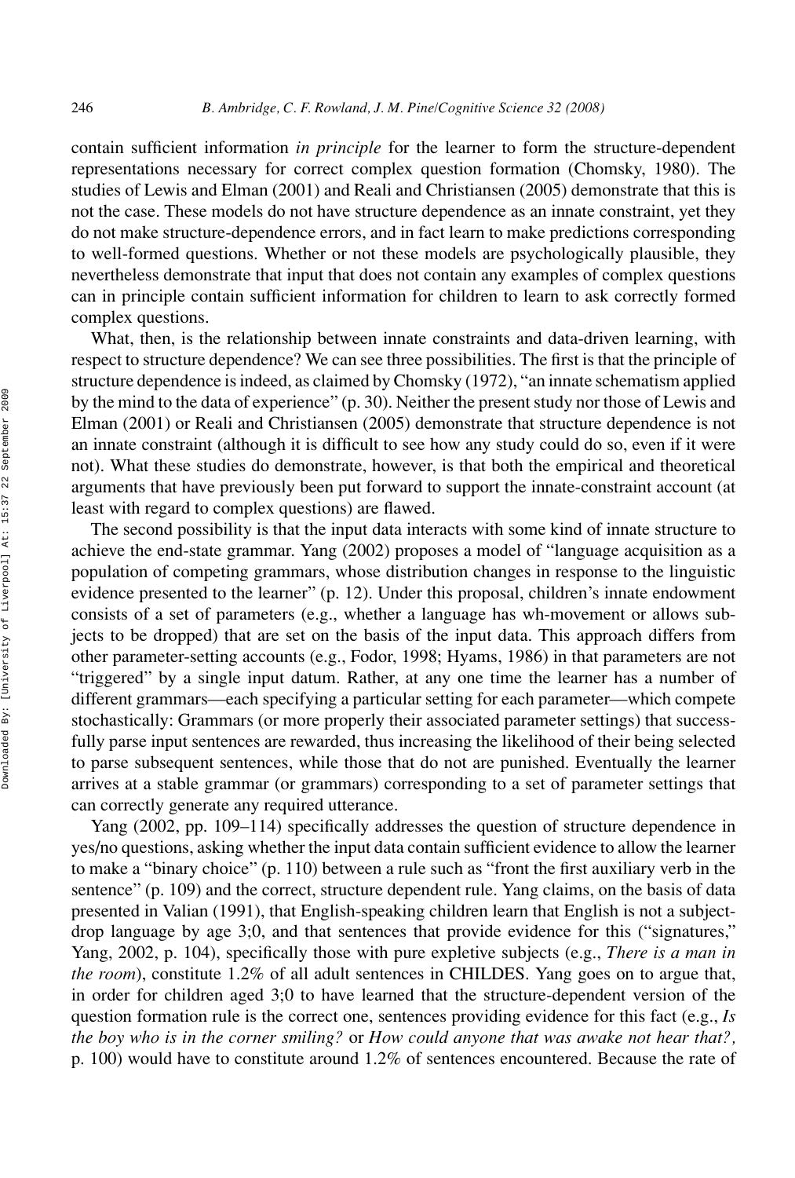contain sufficient information *in principle* for the learner to form the structure-dependent representations necessary for correct complex question formation (Chomsky, 1980). The studies of Lewis and Elman (2001) and Reali and Christiansen (2005) demonstrate that this is not the case. These models do not have structure dependence as an innate constraint, yet they do not make structure-dependence errors, and in fact learn to make predictions corresponding to well-formed questions. Whether or not these models are psychologically plausible, they nevertheless demonstrate that input that does not contain any examples of complex questions can in principle contain sufficient information for children to learn to ask correctly formed complex questions.

What, then, is the relationship between innate constraints and data-driven learning, with respect to structure dependence? We can see three possibilities. The first is that the principle of structure dependence is indeed, as claimed by Chomsky (1972), "an innate schematism applied by the mind to the data of experience" (p. 30). Neither the present study nor those of Lewis and Elman (2001) or Reali and Christiansen (2005) demonstrate that structure dependence is not an innate constraint (although it is difficult to see how any study could do so, even if it were not). What these studies do demonstrate, however, is that both the empirical and theoretical arguments that have previously been put forward to support the innate-constraint account (at least with regard to complex questions) are flawed.

The second possibility is that the input data interacts with some kind of innate structure to achieve the end-state grammar. Yang (2002) proposes a model of "language acquisition as a population of competing grammars, whose distribution changes in response to the linguistic evidence presented to the learner" (p. 12). Under this proposal, children's innate endowment consists of a set of parameters (e.g., whether a language has wh-movement or allows subjects to be dropped) that are set on the basis of the input data. This approach differs from other parameter-setting accounts (e.g., Fodor, 1998; Hyams, 1986) in that parameters are not "triggered" by a single input datum. Rather, at any one time the learner has a number of different grammars—each specifying a particular setting for each parameter—which compete stochastically: Grammars (or more properly their associated parameter settings) that successfully parse input sentences are rewarded, thus increasing the likelihood of their being selected to parse subsequent sentences, while those that do not are punished. Eventually the learner arrives at a stable grammar (or grammars) corresponding to a set of parameter settings that can correctly generate any required utterance.

Yang (2002, pp. 109–114) specifically addresses the question of structure dependence in yes/no questions, asking whether the input data contain sufficient evidence to allow the learner to make a "binary choice" (p. 110) between a rule such as "front the first auxiliary verb in the sentence" (p. 109) and the correct, structure dependent rule. Yang claims, on the basis of data presented in Valian (1991), that English-speaking children learn that English is not a subject-drop language by age 3;0, and that sentences that provide evidence for this ("signatures," Yang, 2002, p. 104), specifically those with pure expletive subjects (e.g., *There is a man in the room*), constitute 1.2% of all adult sentences in CHILDES. Yang goes on to argue that, in order for children aged 3;0 to have learned that the structure-dependent version of the question formation rule is the correct one, sentences providing evidence for this fact (e.g., *Is the boy who is in the corner smiling?* or *How could anyone that was awake not hear that?,* p. 100) would have to constitute around 1.2% of sentences encountered. Because the rate of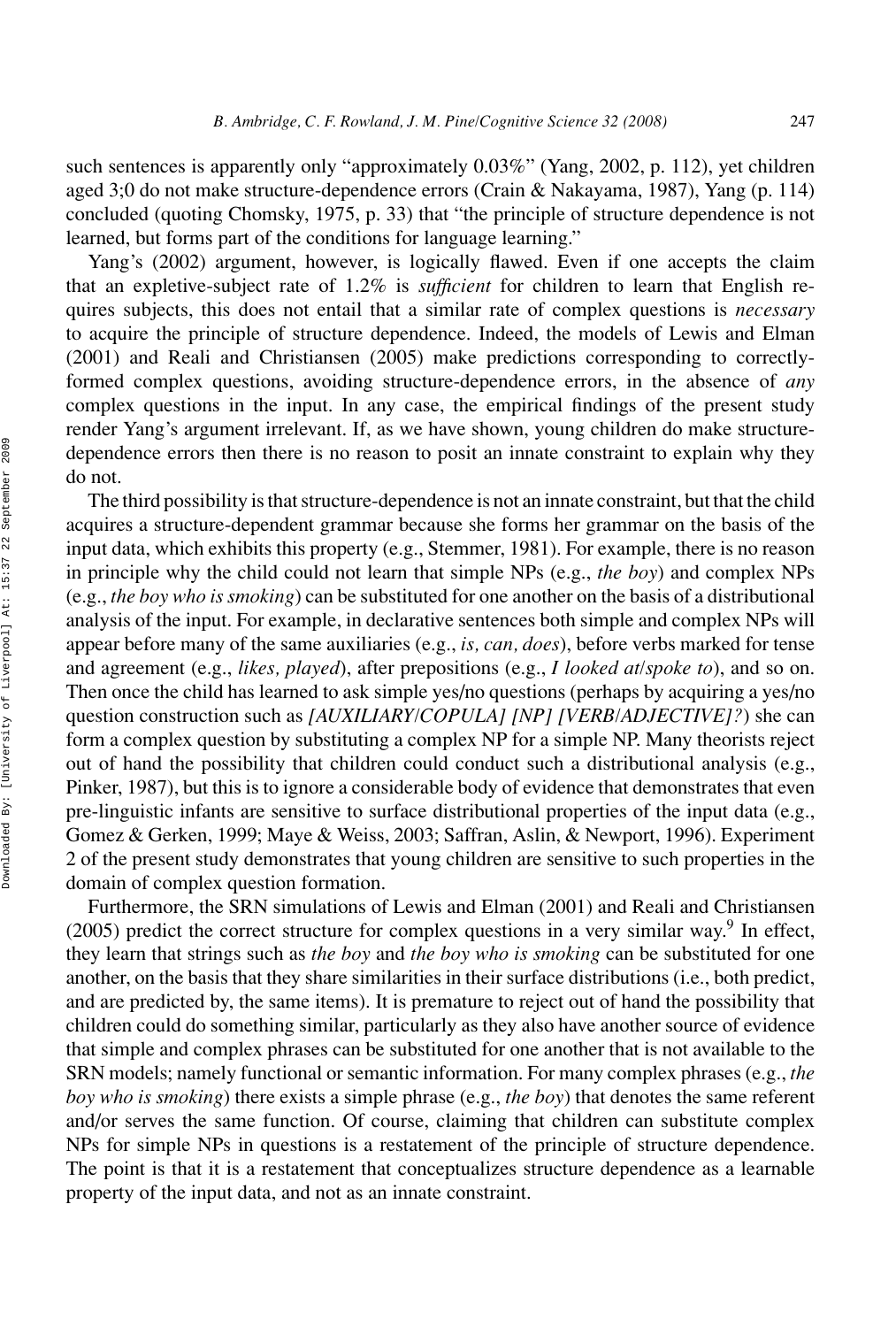such sentences is apparently only "approximately 0.03%" (Yang, 2002, p. 112), yet children aged 3;0 do not make structure-dependence errors (Crain & Nakayama, 1987), Yang (p. 114) concluded (quoting Chomsky, 1975, p. 33) that "the principle of structure dependence is not learned, but forms part of the conditions for language learning."

Yang's (2002) argument, however, is logically flawed. Even if one accepts the claim that an expletive-subject rate of 1.2% is *sufficient* for children to learn that English requires subjects, this does not entail that a similar rate of complex questions is *necessary* to acquire the principle of structure dependence. Indeed, the models of Lewis and Elman (2001) and Reali and Christiansen (2005) make predictions corresponding to correctly-formed complex questions, avoiding structure-dependence errors, in the absence of *any* complex questions in the input. In any case, the empirical findings of the present study render Yang's argument irrelevant. If, as we have shown, young children do make structure-dependence errors then there is no reason to posit an innate constraint to explain why they do not.

The third possibility is that structure-dependence is not an innate constraint, but that the child acquires a structure-dependent grammar because she forms her grammar on the basis of the input data, which exhibits this property (e.g., Stemmer, 1981). For example, there is no reason in principle why the child could not learn that simple NPs (e.g., *the boy*) and complex NPs (e.g., *the boy who is smoking*) can be substituted for one another on the basis of a distributional analysis of the input. For example, in declarative sentences both simple and complex NPs will appear before many of the same auxiliaries (e.g., *is, can, does*), before verbs marked for tense and agreement (e.g., *likes, played*), after prepositions (e.g., *I looked at/spoke to*), and so on. Then once the child has learned to ask simple yes/no questions (perhaps by acquiring a yes/no question construction such as *[AUXILIARY/COPULA] [NP] [VERB/ADJECTIVE]?*) she can form a complex question by substituting a complex NP for a simple NP. Many theorists reject out of hand the possibility that children could conduct such a distributional analysis (e.g., Pinker, 1987), but this is to ignore a considerable body of evidence that demonstrates that even pre-linguistic infants are sensitive to surface distributional properties of the input data (e.g., Gomez & Gerken, 1999; Maye & Weiss, 2003; Saffran, Aslin, & Newport, 1996). Experiment 2 of the present study demonstrates that young children are sensitive to such properties in the domain of complex question formation.

Furthermore, the SRN simulations of Lewis and Elman (2001) and Reali and Christiansen (2005) predict the correct structure for complex questions in a very similar way.[9] In effect, they learn that strings such as *the boy* and *the boy who is smoking* can be substituted for one another, on the basis that they share similarities in their surface distributions (i.e., both predict, and are predicted by, the same items). It is premature to reject out of hand the possibility that children could do something similar, particularly as they also have another source of evidence that simple and complex phrases can be substituted for one another that is not available to the SRN models; namely functional or semantic information. For many complex phrases (e.g., *the boy who is smoking*) there exists a simple phrase (e.g., *the boy*) that denotes the same referent and/or serves the same function. Of course, claiming that children can substitute complex NPs for simple NPs in questions is a restatement of the principle of structure dependence. The point is that it is a restatement that conceptualizes structure dependence as a learnable property of the input data, and not as an innate constraint.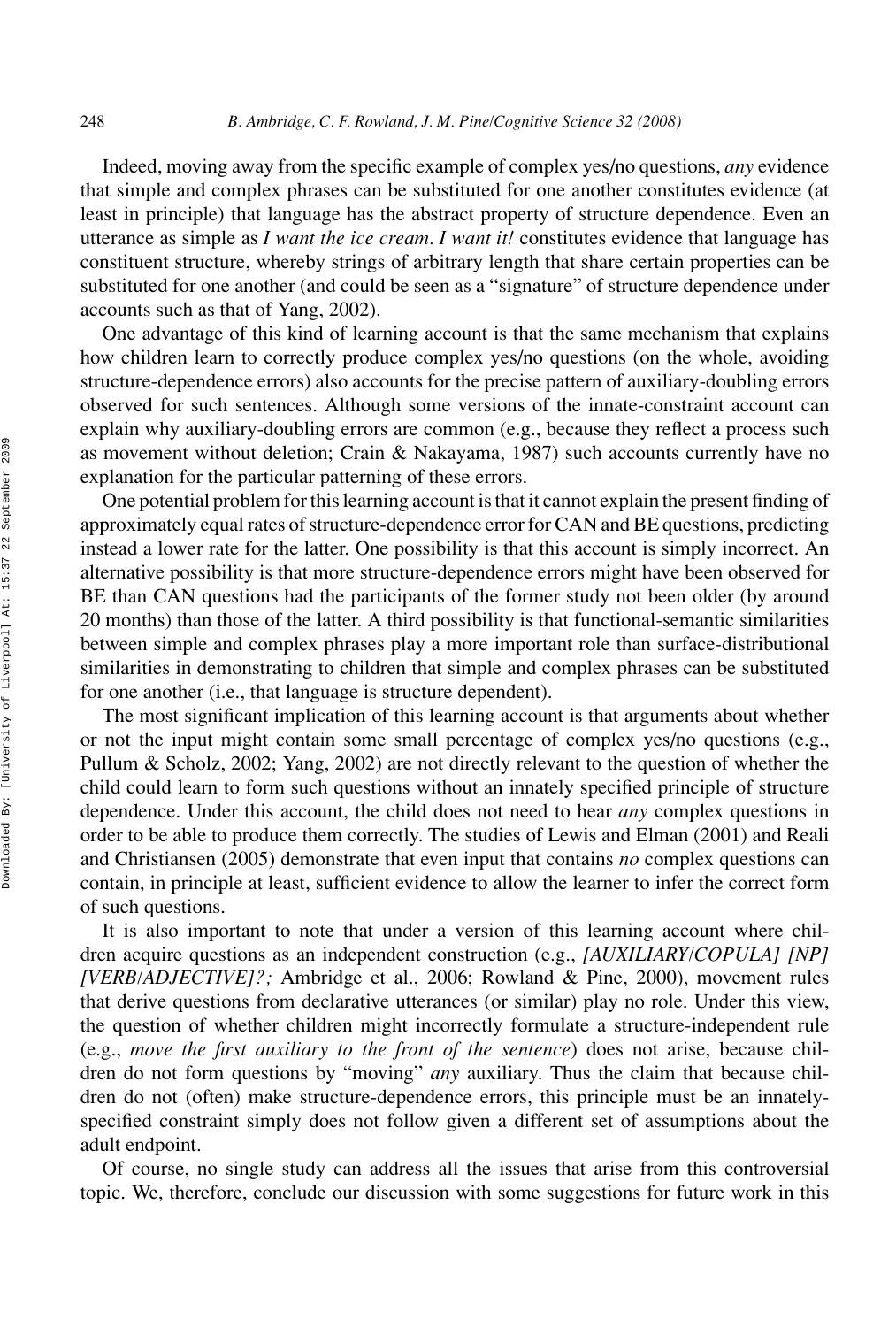Indeed, moving away from the specific example of complex yes/no questions, *any* evidence that simple and complex phrases can be substituted for one another constitutes evidence (at least in principle) that language has the abstract property of structure dependence. Even an utterance as simple as *I want the ice cream. I want it!* constitutes evidence that language has constituent structure, whereby strings of arbitrary length that share certain properties can be substituted for one another (and could be seen as a "signature" of structure dependence under accounts such as that of Yang, 2002).

One advantage of this kind of learning account is that the same mechanism that explains how children learn to correctly produce complex yes/no questions (on the whole, avoiding structure-dependence errors) also accounts for the precise pattern of auxiliary-doubling errors observed for such sentences. Although some versions of the innate-constraint account can explain why auxiliary-doubling errors are common (e.g., because they reflect a process such as movement without deletion; Crain & Nakayama, 1987) such accounts currently have no explanation for the particular patterning of these errors.

One potential problem for this learning account is that it cannot explain the present finding of approximately equal rates of structure-dependence error for CAN and BE questions, predicting instead a lower rate for the latter. One possibility is that this account is simply incorrect. An alternative possibility is that more structure-dependence errors might have been observed for BE than CAN questions had the participants of the former study not been older (by around 20 months) than those of the latter. A third possibility is that functional-semantic similarities between simple and complex phrases play a more important role than surface-distributional similarities in demonstrating to children that simple and complex phrases can be substituted for one another (i.e., that language is structure dependent).

The most significant implication of this learning account is that arguments about whether or not the input might contain some small percentage of complex yes/no questions (e.g., Pullum & Scholz, 2002; Yang, 2002) are not directly relevant to the question of whether the child could learn to form such questions without an innately specified principle of structure dependence. Under this account, the child does not need to hear *any* complex questions in order to be able to produce them correctly. The studies of Lewis and Elman (2001) and Reali and Christiansen (2005) demonstrate that even input that contains *no* complex questions can contain, in principle at least, sufficient evidence to allow the learner to infer the correct form of such questions.

It is also important to note that under a version of this learning account where children acquire questions as an independent construction (e.g., *[AUXILIARY/COPULA] [NP] [VERB/ADJECTIVE]?;* Ambridge et al., 2006; Rowland & Pine, 2000), movement rules that derive questions from declarative utterances (or similar) play no role. Under this view, the question of whether children might incorrectly formulate a structure-independent rule (e.g., *move the first auxiliary to the front of the sentence*) does not arise, because children do not form questions by "moving" *any* auxiliary. Thus the claim that because children do not (often) make structure-dependence errors, this principle must be an innately-specified constraint simply does not follow given a different set of assumptions about the adult endpoint.

Of course, no single study can address all the issues that arise from this controversial topic. We, therefore, conclude our discussion with some suggestions for future work in this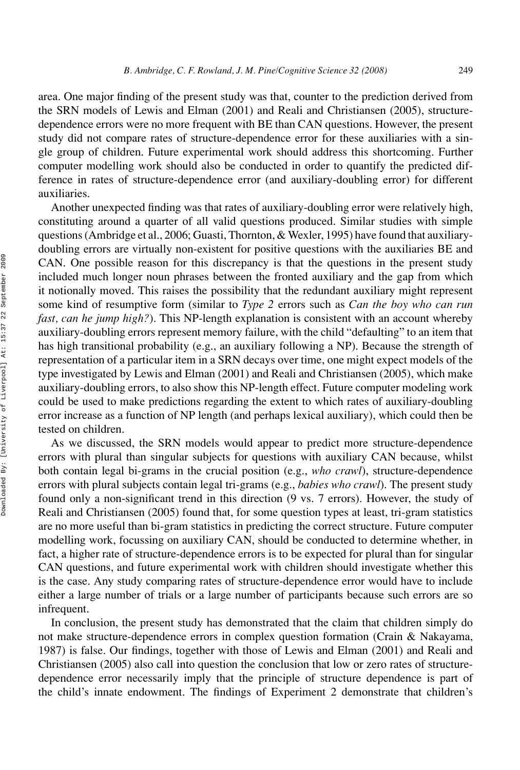area. One major finding of the present study was that, counter to the prediction derived from the SRN models of Lewis and Elman (2001) and Reali and Christiansen (2005), structure-dependence errors were no more frequent with BE than CAN questions. However, the present study did not compare rates of structure-dependence error for these auxiliaries with a single group of children. Future experimental work should address this shortcoming. Further computer modelling work should also be conducted in order to quantify the predicted difference in rates of structure-dependence error (and auxiliary-doubling error) for different auxiliaries.

Another unexpected finding was that rates of auxiliary-doubling error were relatively high, constituting around a quarter of all valid questions produced. Similar studies with simple questions (Ambridge et al., 2006; Guasti, Thornton, & Wexler, 1995) have found that auxiliary-doubling errors are virtually non-existent for positive questions with the auxiliaries BE and CAN. One possible reason for this discrepancy is that the questions in the present study included much longer noun phrases between the fronted auxiliary and the gap from which it notionally moved. This raises the possibility that the redundant auxiliary might represent some kind of resumptive form (similar to *Type 2* errors such as *Can the boy who can run fast, can he jump high?*). This NP-length explanation is consistent with an account whereby auxiliary-doubling errors represent memory failure, with the child "defaulting" to an item that has high transitional probability (e.g., an auxiliary following a NP). Because the strength of representation of a particular item in a SRN decays over time, one might expect models of the type investigated by Lewis and Elman (2001) and Reali and Christiansen (2005), which make auxiliary-doubling errors, to also show this NP-length effect. Future computer modeling work could be used to make predictions regarding the extent to which rates of auxiliary-doubling error increase as a function of NP length (and perhaps lexical auxiliary), which could then be tested on children.

As we discussed, the SRN models would appear to predict more structure-dependence errors with plural than singular subjects for questions with auxiliary CAN because, whilst both contain legal bi-grams in the crucial position (e.g., *who crawl*), structure-dependence errors with plural subjects contain legal tri-grams (e.g., *babies who crawl*). The present study found only a non-significant trend in this direction (9 vs. 7 errors). However, the study of Reali and Christiansen (2005) found that, for some question types at least, tri-gram statistics are no more useful than bi-gram statistics in predicting the correct structure. Future computer modelling work, focussing on auxiliary CAN, should be conducted to determine whether, in fact, a higher rate of structure-dependence errors is to be expected for plural than for singular CAN questions, and future experimental work with children should investigate whether this is the case. Any study comparing rates of structure-dependence error would have to include either a large number of trials or a large number of participants because such errors are so infrequent.

In conclusion, the present study has demonstrated that the claim that children simply do not make structure-dependence errors in complex question formation (Crain & Nakayama, 1987) is false. Our findings, together with those of Lewis and Elman (2001) and Reali and Christiansen (2005) also call into question the conclusion that low or zero rates of structure-dependence error necessarily imply that the principle of structure dependence is part of the child's innate endowment. The findings of Experiment 2 demonstrate that children's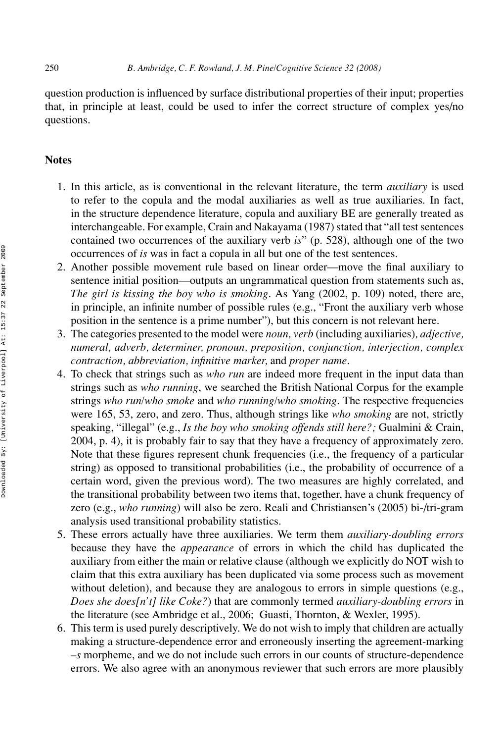question production is influenced by surface distributional properties of their input; properties that, in principle at least, could be used to infer the correct structure of complex yes/no questions.

## Notes

1. In this article, as is conventional in the relevant literature, the term *auxiliary* is used to refer to the copula and the modal auxiliaries as well as true auxiliaries. In fact, in the structure dependence literature, copula and auxiliary BE are generally treated as interchangeable. For example, Crain and Nakayama (1987) stated that "all test sentences contained two occurrences of the auxiliary verb *is*" (p. 528), although one of the two occurrences of *is* was in fact a copula in all but one of the test sentences.
2. Another possible movement rule based on linear order—move the final auxiliary to sentence initial position—outputs an ungrammatical question from statements such as, *The girl is kissing the boy who is smoking*. As Yang (2002, p. 109) noted, there are, in principle, an infinite number of possible rules (e.g., "Front the auxiliary verb whose position in the sentence is a prime number"), but this concern is not relevant here.
3. The categories presented to the model were *noun, verb* (including auxiliaries)*, adjective, numeral, adverb, determiner, pronoun, preposition, conjunction, interjection, complex contraction, abbreviation, infinitive marker,* and *proper name*.
4. To check that strings such as *who run* are indeed more frequent in the input data than strings such as *who running*, we searched the British National Corpus for the example strings *who run/who smoke* and *who running/who smoking*. The respective frequencies were 165, 53, zero, and zero. Thus, although strings like *who smoking* are not, strictly speaking, "illegal" (e.g., *Is the boy who smoking offends still here?;* Gualmini & Crain, 2004, p. 4), it is probably fair to say that they have a frequency of approximately zero. Note that these figures represent chunk frequencies (i.e., the frequency of a particular string) as opposed to transitional probabilities (i.e., the probability of occurrence of a certain word, given the previous word). The two measures are highly correlated, and the transitional probability between two items that, together, have a chunk frequency of zero (e.g., *who running*) will also be zero. Reali and Christiansen's (2005) bi-/tri-gram analysis used transitional probability statistics.
5. These errors actually have three auxiliaries. We term them *auxiliary-doubling errors* because they have the *appearance* of errors in which the child has duplicated the auxiliary from either the main or relative clause (although we explicitly do NOT wish to claim that this extra auxiliary has been duplicated via some process such as movement without deletion), and because they are analogous to errors in simple questions (e.g., *Does she does[n't] like Coke?*) that are commonly termed *auxiliary-doubling errors* in the literature (see Ambridge et al., 2006; Guasti, Thornton, & Wexler, 1995).
6. This term is used purely descriptively. We do not wish to imply that children are actually making a structure-dependence error and erroneously inserting the agreement-marking –*s* morpheme, and we do not include such errors in our counts of structure-dependence errors. We also agree with an anonymous reviewer that such errors are more plausibly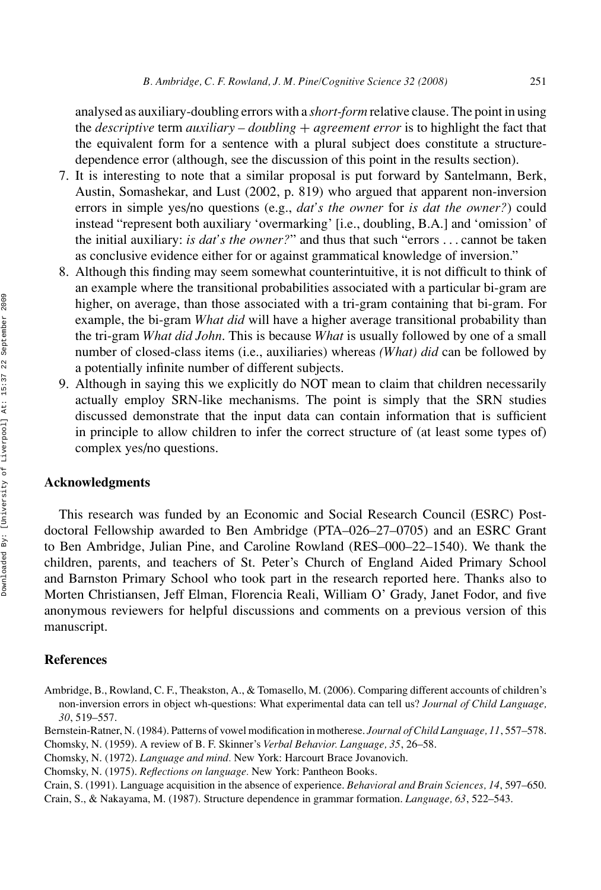analysed as auxiliary-doubling errors with a *short-form* relative clause. The point in using the *descriptive* term *auxiliary – doubling + agreement error* is to highlight the fact that the equivalent form for a sentence with a plural subject does constitute a structure-dependence error (although, see the discussion of this point in the results section).

7. It is interesting to note that a similar proposal is put forward by Santelmann, Berk, Austin, Somashekar, and Lust (2002, p. 819) who argued that apparent non-inversion errors in simple yes/no questions (e.g., *dat's the owner* for *is dat the owner?*) could instead "represent both auxiliary 'overmarking' [i.e., doubling, B.A.] and 'omission' of the initial auxiliary: *is dat's the owner?*" and thus that such "errors . . . cannot be taken as conclusive evidence either for or against grammatical knowledge of inversion."
8. Although this finding may seem somewhat counterintuitive, it is not difficult to think of an example where the transitional probabilities associated with a particular bi-gram are higher, on average, than those associated with a tri-gram containing that bi-gram. For example, the bi-gram *What did* will have a higher average transitional probability than the tri-gram *What did John*. This is because *What* is usually followed by one of a small number of closed-class items (i.e., auxiliaries) whereas *(What) did* can be followed by a potentially infinite number of different subjects.
9. Although in saying this we explicitly do NOT mean to claim that children necessarily actually employ SRN-like mechanisms. The point is simply that the SRN studies discussed demonstrate that the input data can contain information that is sufficient in principle to allow children to infer the correct structure of (at least some types of) complex yes/no questions.

## Acknowledgments

This research was funded by an Economic and Social Research Council (ESRC) Post-doctoral Fellowship awarded to Ben Ambridge (PTA–026–27–0705) and an ESRC Grant to Ben Ambridge, Julian Pine, and Caroline Rowland (RES–000–22–1540). We thank the children, parents, and teachers of St. Peter's Church of England Aided Primary School and Barnston Primary School who took part in the research reported here. Thanks also to Morten Christiansen, Jeff Elman, Florencia Reali, William O' Grady, Janet Fodor, and five anonymous reviewers for helpful discussions and comments on a previous version of this manuscript.

## References

Ambridge, B., Rowland, C. F., Theakston, A., & Tomasello, M. (2006). Comparing different accounts of children's non-inversion errors in object wh-questions: What experimental data can tell us? *Journal of Child Language, 30*, 519–557.

Bernstein-Ratner, N. (1984). Patterns of vowel modification in motherese. *Journal of Child Language, 11*, 557–578.

Chomsky, N. (1959). A review of B. F. Skinner's *Verbal Behavior. Language, 35*, 26–58.

Chomsky, N. (1972). *Language and mind*. New York: Harcourt Brace Jovanovich.

Chomsky, N. (1975). *Reflections on language*. New York: Pantheon Books.

Crain, S. (1991). Language acquisition in the absence of experience. *Behavioral and Brain Sciences, 14*, 597–650.

Crain, S., & Nakayama, M. (1987). Structure dependence in grammar formation. *Language, 63*, 522–543.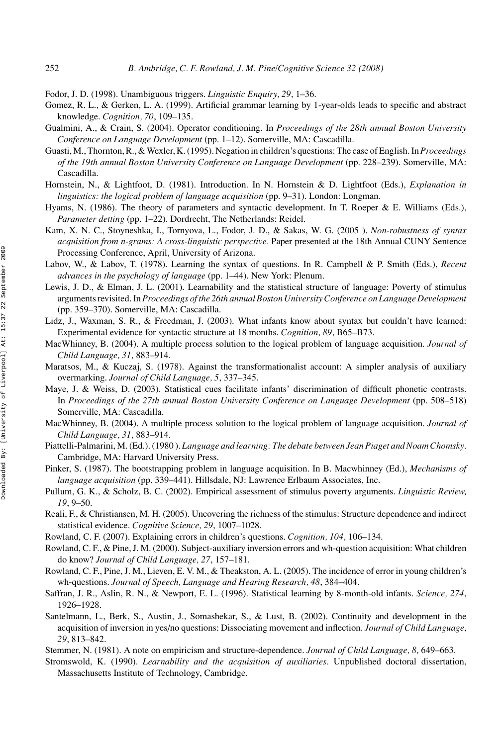Fodor, J. D. (1998). Unambiguous triggers. *Linguistic Enquiry, 29*, 1–36.

Gomez, R. L., & Gerken, L. A. (1999). Artificial grammar learning by 1-year-olds leads to specific and abstract knowledge. *Cognition, 70*, 109–135.

Gualmini, A., & Crain, S. (2004). Operator conditioning. In *Proceedings of the 28th annual Boston University Conference on Language Development* (pp. 1–12). Somerville, MA: Cascadilla.

Guasti, M., Thornton, R., & Wexler, K. (1995). Negation in children's questions: The case of English. In *Proceedings of the 19th annual Boston University Conference on Language Development* (pp. 228–239). Somerville, MA: Cascadilla.

Hornstein, N., & Lightfoot, D. (1981). Introduction. In N. Hornstein & D. Lightfoot (Eds.), *Explanation in linguistics: the logical problem of language acquisition* (pp. 9–31). London: Longman.

Hyams, N. (1986). The theory of parameters and syntactic development. In T. Roeper & E. Williams (Eds.), *Parameter detting* (pp. 1–22). Dordrecht, The Netherlands: Reidel.

Kam, X. N. C., Stoyneshka, I., Tornyova, L., Fodor, J. D., & Sakas, W. G. (2005 ). *Non-robustness of syntax acquisition from n-grams: A cross-linguistic perspective*. Paper presented at the 18th Annual CUNY Sentence Processing Conference, April, University of Arizona.

Labov, W., & Labov, T. (1978). Learning the syntax of questions. In R. Campbell & P. Smith (Eds.), *Recent advances in the psychology of language* (pp. 1–44). New York: Plenum.

Lewis, J. D., & Elman, J. L. (2001). Learnability and the statistical structure of language: Poverty of stimulus arguments revisited. In *Proceedings of the 26th annual Boston University Conference on Language Development* (pp. 359–370). Somerville, MA: Cascadilla.

Lidz, J., Waxman, S. R., & Freedman, J. (2003). What infants know about syntax but couldn't have learned: Experimental evidence for syntactic structure at 18 months. *Cognition, 89*, B65–B73.

MacWhinney, B. (2004). A multiple process solution to the logical problem of language acquisition. *Journal of Child Language, 31,* 883–914.

Maratsos, M., & Kuczaj, S. (1978). Against the transformationalist account: A simpler analysis of auxiliary overmarking. *Journal of Child Language, 5*, 337–345.

Maye, J. & Weiss, D. (2003). Statistical cues facilitate infants' discrimination of difficult phonetic contrasts. In *Proceedings of the 27th annual Boston University Conference on Language Development* (pp. 508–518) Somerville, MA: Cascadilla.

MacWhinney, B. (2004). A multiple process solution to the logical problem of language acquisition. *Journal of Child Language, 31,* 883–914.

Piattelli-Palmarini, M. (Ed.). (1980 ). *Language and learning: The debate between Jean Piaget and Noam Chomsky*. Cambridge, MA: Harvard University Press.

Pinker, S. (1987). The bootstrapping problem in language acquisition. In B. Macwhinney (Ed.), *Mechanisms of language acquisition* (pp. 339–441). Hillsdale, NJ: Lawrence Erlbaum Associates, Inc.

Pullum, G. K., & Scholz, B. C. (2002). Empirical assessment of stimulus poverty arguments. *Linguistic Review, 19*, 9–50.

Reali, F., & Christiansen, M. H. (2005). Uncovering the richness of the stimulus: Structure dependence and indirect statistical evidence. *Cognitive Science, 29*, 1007–1028.

Rowland, C. F. (2007). Explaining errors in children's questions. *Cognition, 104,* 106–134.

Rowland, C. F., & Pine, J. M. (2000). Subject-auxiliary inversion errors and wh-question acquisition: What children do know? *Journal of Child Language, 27*, 157–181.

Rowland, C. F., Pine, J. M., Lieven, E. V. M., & Theakston, A. L. (2005). The incidence of error in young children's wh-questions. *Journal of Speech, Language and Hearing Research, 48*, 384–404.

Saffran, J. R., Aslin, R. N., & Newport, E. L. (1996). Statistical learning by 8-month-old infants. *Science, 274*, 1926–1928.

Santelmann, L., Berk, S., Austin, J., Somashekar, S., & Lust, B. (2002). Continuity and development in the acquisition of inversion in yes/no questions: Dissociating movement and inflection. *Journal of Child Language, 29*, 813–842.

Stemmer, N. (1981). A note on empiricism and structure-dependence. *Journal of Child Language, 8,* 649–663.

Stromswold, K. (1990). *Learnability and the acquisition of auxiliaries.* Unpublished doctoral dissertation, Massachusetts Institute of Technology, Cambridge.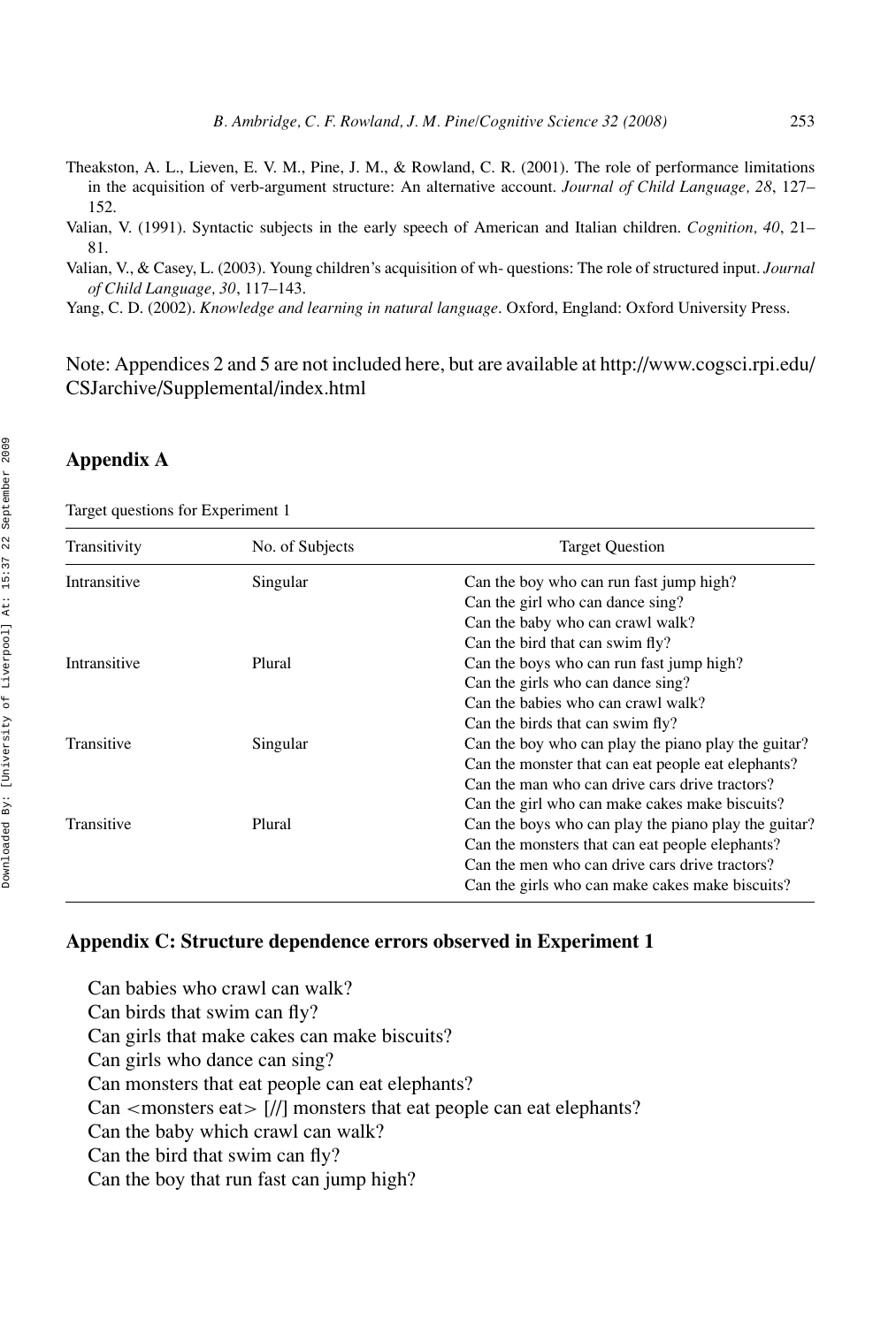Theakston, A. L., Lieven, E. V. M., Pine, J. M., & Rowland, C. R. (2001). The role of performance limitations in the acquisition of verb-argument structure: An alternative account. *Journal of Child Language, 28*, 127–152.

Valian, V. (1991). Syntactic subjects in the early speech of American and Italian children. *Cognition, 40*, 21–81.

Valian, V., & Casey, L. (2003). Young children's acquisition of wh- questions: The role of structured input. *Journal of Child Language, 30*, 117–143.

Yang, C. D. (2002). *Knowledge and learning in natural language*. Oxford, England: Oxford University Press.

Note: Appendices 2 and 5 are not included here, but are available at http://www.cogsci.rpi.edu/CSJarchive/Supplemental/index.html

## Appendix A

Target questions for Experiment 1

| Transitivity | No. of Subjects | Target Question |
|---|---|---|
| Intransitive | Singular | Can the boy who can run fast jump high? |
| | | Can the girl who can dance sing? |
| | | Can the baby who can crawl walk? |
| | | Can the bird that can swim fly? |
| Intransitive | Plural | Can the boys who can run fast jump high? |
| | | Can the girls who can dance sing? |
| | | Can the babies who can crawl walk? |
| | | Can the birds that can swim fly? |
| Transitive | Singular | Can the boy who can play the piano play the guitar? |
| | | Can the monster that can eat people eat elephants? |
| | | Can the man who can drive cars drive tractors? |
| | | Can the girl who can make cakes make biscuits? |
| Transitive | Plural | Can the boys who can play the piano play the guitar? |
| | | Can the monsters that can eat people elephants? |
| | | Can the men who can drive cars drive tractors? |
| | | Can the girls who can make cakes make biscuits? |

## Appendix C: Structure dependence errors observed in Experiment 1

Can babies who crawl can walk?  
Can birds that swim can fly?  
Can girls that make cakes can make biscuits?  
Can girls who dance can sing?  
Can monsters that eat people can eat elephants?  
Can <monsters eat> [//] monsters that eat people can eat elephants?  
Can the baby which crawl can walk?  
Can the bird that swim can fly?  
Can the boy that run fast can jump high?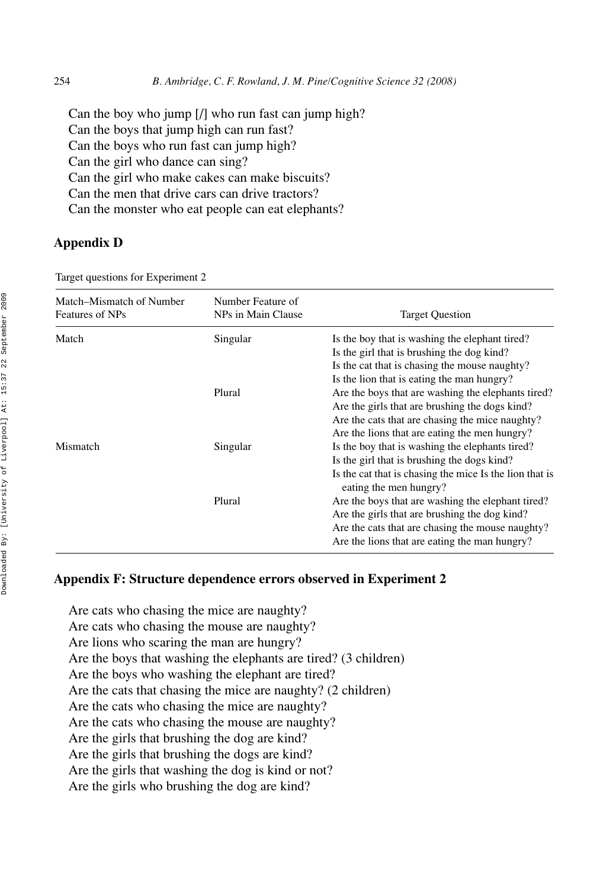Can the boy who jump [/] who run fast can jump high?
Can the boys that jump high can run fast?
Can the boys who run fast can jump high?
Can the girl who dance can sing?
Can the girl who make cakes can make biscuits?
Can the men that drive cars can drive tractors?
Can the monster who eat people can eat elephants?

## Appendix D

Target questions for Experiment 2

| Match–Mismatch of Number Features of NPs | Number Feature of NPs in Main Clause | Target Question |
|---|---|---|
| Match | Singular | Is the boy that is washing the elephant tired? |
| | | Is the girl that is brushing the dog kind? |
| | | Is the cat that is chasing the mouse naughty? |
| | | Is the lion that is eating the man hungry? |
| | Plural | Are the boys that are washing the elephants tired? |
| | | Are the girls that are brushing the dogs kind? |
| | | Are the cats that are chasing the mice naughty? |
| | | Are the lions that are eating the men hungry? |
| Mismatch | Singular | Is the boy that is washing the elephants tired? |
| | | Is the girl that is brushing the dogs kind? |
| | | Is the cat that is chasing the mice Is the lion that is eating the men hungry? |
| | Plural | Are the boys that are washing the elephant tired? |
| | | Are the girls that are brushing the dog kind? |
| | | Are the cats that are chasing the mouse naughty? |
| | | Are the lions that are eating the man hungry? |

## Appendix F: Structure dependence errors observed in Experiment 2

Are cats who chasing the mice are naughty?
Are cats who chasing the mouse are naughty?
Are lions who scaring the man are hungry?
Are the boys that washing the elephants are tired? (3 children)
Are the boys who washing the elephant are tired?
Are the cats that chasing the mice are naughty? (2 children)
Are the cats who chasing the mice are naughty?
Are the cats who chasing the mouse are naughty?
Are the girls that brushing the dog are kind?
Are the girls that brushing the dogs are kind?
Are the girls that washing the dog is kind or not?
Are the girls who brushing the dog are kind?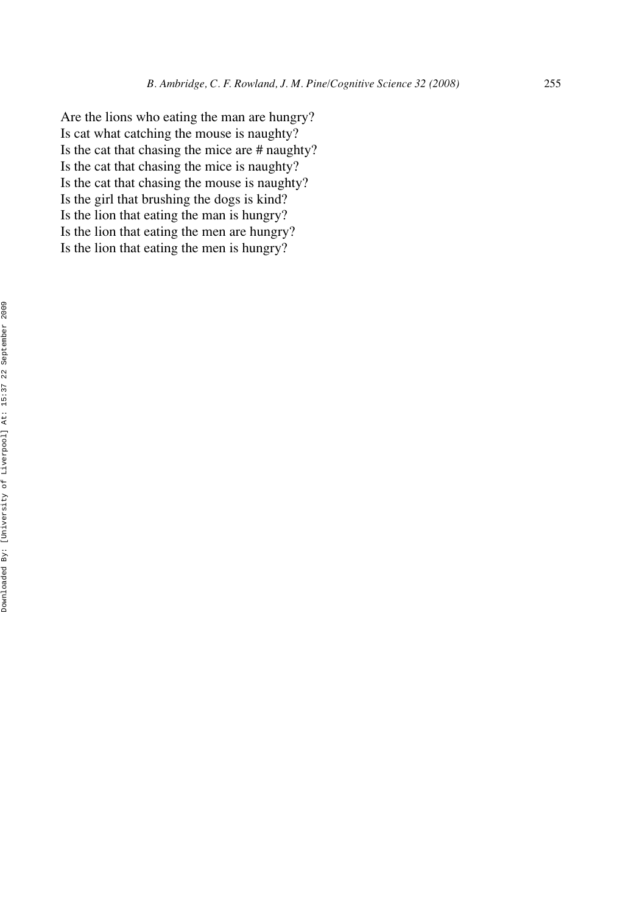Are the lions who eating the man are hungry?
Is cat what catching the mouse is naughty?
Is the cat that chasing the mice are # naughty?
Is the cat that chasing the mice is naughty?
Is the cat that chasing the mouse is naughty?
Is the girl that brushing the dogs is kind?
Is the lion that eating the man is hungry?
Is the lion that eating the men are hungry?
Is the lion that eating the men is hungry?